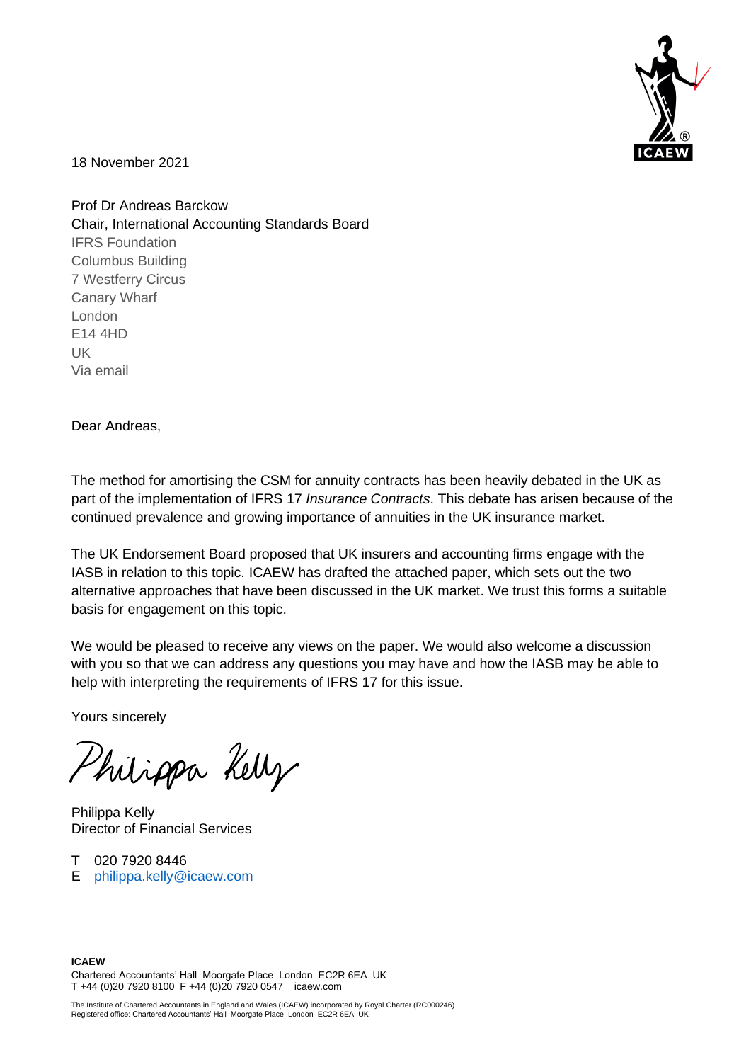18 November 2021

Prof Dr Andreas Barckow
Chair, International Accounting Standards Board
IFRS Foundation
Columbus Building
7 Westferry Circus
Canary Wharf
London
E14 4HD
UK
Via email

Dear Andreas,

The method for amortising the CSM for annuity contracts has been heavily debated in the UK as part of the implementation of IFRS 17 *Insurance Contracts*. This debate has arisen because of the continued prevalence and growing importance of annuities in the UK insurance market.

The UK Endorsement Board proposed that UK insurers and accounting firms engage with the IASB in relation to this topic. ICAEW has drafted the attached paper, which sets out the two alternative approaches that have been discussed in the UK market. We trust this forms a suitable basis for engagement on this topic.

We would be pleased to receive any views on the paper. We would also welcome a discussion with you so that we can address any questions you may have and how the IASB may be able to help with interpreting the requirements of IFRS 17 for this issue.

Yours sincerely

Philippa Kelly

Philippa Kelly
Director of Financial Services

T 020 7920 8446
E philippa.kelly@icaew.com

**ICAEW**
Chartered Accountants' Hall Moorgate Place London EC2R 6EA UK
T +44 (0)20 7920 8100 F +44 (0)20 7920 0547 icaew.com

The Institute of Chartered Accountants in England and Wales (ICAEW) incorporated by Royal Charter (RC000246)
Registered office: Chartered Accountants' Hall Moorgate Place London EC2R 6EA UK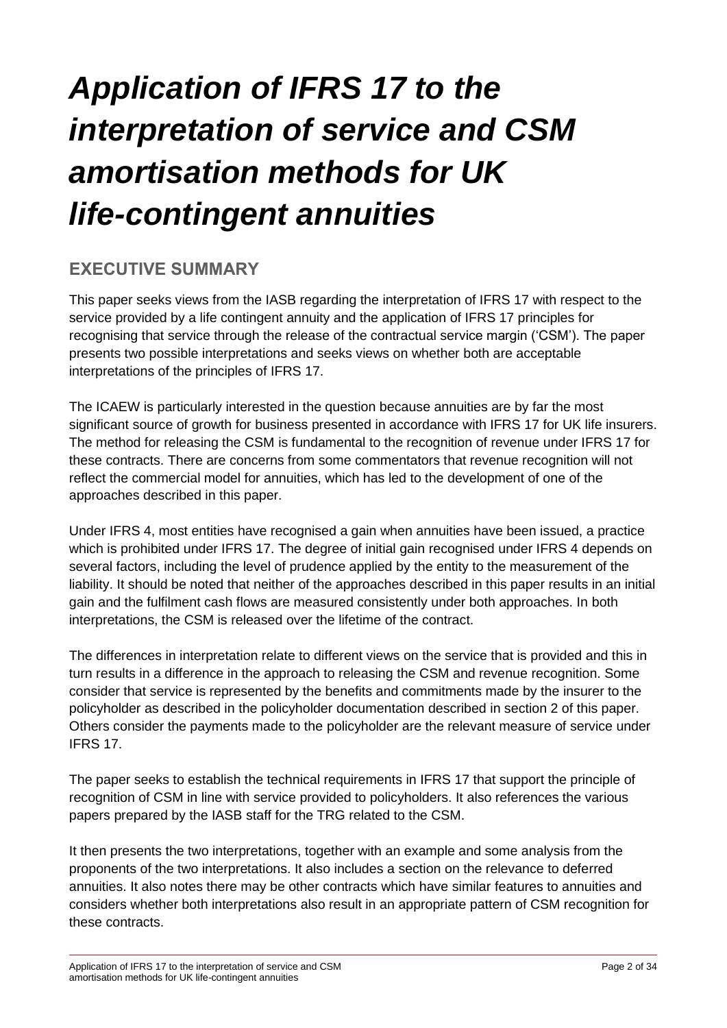# *Application of IFRS 17 to the interpretation of service and CSM amortisation methods for UK life-contingent annuities*

## EXECUTIVE SUMMARY

This paper seeks views from the IASB regarding the interpretation of IFRS 17 with respect to the service provided by a life contingent annuity and the application of IFRS 17 principles for recognising that service through the release of the contractual service margin ('CSM'). The paper presents two possible interpretations and seeks views on whether both are acceptable interpretations of the principles of IFRS 17.

The ICAEW is particularly interested in the question because annuities are by far the most significant source of growth for business presented in accordance with IFRS 17 for UK life insurers. The method for releasing the CSM is fundamental to the recognition of revenue under IFRS 17 for these contracts. There are concerns from some commentators that revenue recognition will not reflect the commercial model for annuities, which has led to the development of one of the approaches described in this paper.

Under IFRS 4, most entities have recognised a gain when annuities have been issued, a practice which is prohibited under IFRS 17. The degree of initial gain recognised under IFRS 4 depends on several factors, including the level of prudence applied by the entity to the measurement of the liability. It should be noted that neither of the approaches described in this paper results in an initial gain and the fulfilment cash flows are measured consistently under both approaches. In both interpretations, the CSM is released over the lifetime of the contract.

The differences in interpretation relate to different views on the service that is provided and this in turn results in a difference in the approach to releasing the CSM and revenue recognition. Some consider that service is represented by the benefits and commitments made by the insurer to the policyholder as described in the policyholder documentation described in section 2 of this paper. Others consider the payments made to the policyholder are the relevant measure of service under IFRS 17.

The paper seeks to establish the technical requirements in IFRS 17 that support the principle of recognition of CSM in line with service provided to policyholders. It also references the various papers prepared by the IASB staff for the TRG related to the CSM.

It then presents the two interpretations, together with an example and some analysis from the proponents of the two interpretations. It also includes a section on the relevance to deferred annuities. It also notes there may be other contracts which have similar features to annuities and considers whether both interpretations also result in an appropriate pattern of CSM recognition for these contracts.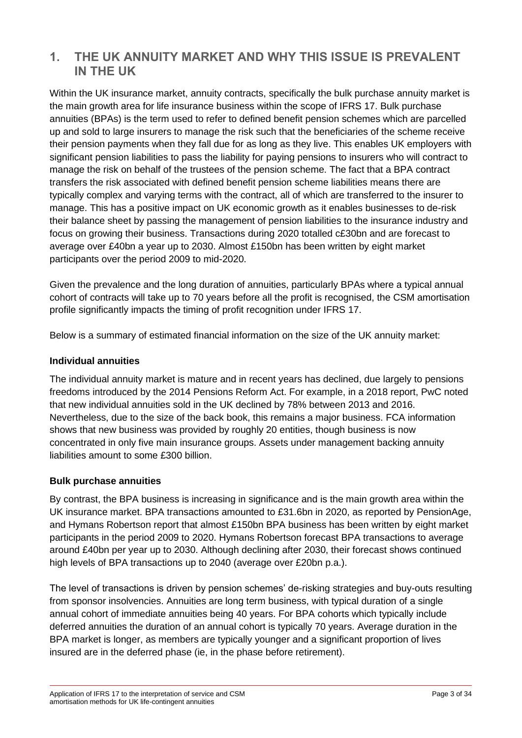# 1. THE UK ANNUITY MARKET AND WHY THIS ISSUE IS PREVALENT IN THE UK

Within the UK insurance market, annuity contracts, specifically the bulk purchase annuity market is the main growth area for life insurance business within the scope of IFRS 17. Bulk purchase annuities (BPAs) is the term used to refer to defined benefit pension schemes which are parcelled up and sold to large insurers to manage the risk such that the beneficiaries of the scheme receive their pension payments when they fall due for as long as they live. This enables UK employers with significant pension liabilities to pass the liability for paying pensions to insurers who will contract to manage the risk on behalf of the trustees of the pension scheme. The fact that a BPA contract transfers the risk associated with defined benefit pension scheme liabilities means there are typically complex and varying terms with the contract, all of which are transferred to the insurer to manage. This has a positive impact on UK economic growth as it enables businesses to de-risk their balance sheet by passing the management of pension liabilities to the insurance industry and focus on growing their business. Transactions during 2020 totalled c£30bn and are forecast to average over £40bn a year up to 2030. Almost £150bn has been written by eight market participants over the period 2009 to mid-2020.

Given the prevalence and the long duration of annuities, particularly BPAs where a typical annual cohort of contracts will take up to 70 years before all the profit is recognised, the CSM amortisation profile significantly impacts the timing of profit recognition under IFRS 17.

Below is a summary of estimated financial information on the size of the UK annuity market:

**Individual annuities**

The individual annuity market is mature and in recent years has declined, due largely to pensions freedoms introduced by the 2014 Pensions Reform Act. For example, in a 2018 report, PwC noted that new individual annuities sold in the UK declined by 78% between 2013 and 2016. Nevertheless, due to the size of the back book, this remains a major business. FCA information shows that new business was provided by roughly 20 entities, though business is now concentrated in only five main insurance groups. Assets under management backing annuity liabilities amount to some £300 billion.

**Bulk purchase annuities**

By contrast, the BPA business is increasing in significance and is the main growth area within the UK insurance market. BPA transactions amounted to £31.6bn in 2020, as reported by PensionAge, and Hymans Robertson report that almost £150bn BPA business has been written by eight market participants in the period 2009 to 2020. Hymans Robertson forecast BPA transactions to average around £40bn per year up to 2030. Although declining after 2030, their forecast shows continued high levels of BPA transactions up to 2040 (average over £20bn p.a.).

The level of transactions is driven by pension schemes' de-risking strategies and buy-outs resulting from sponsor insolvencies. Annuities are long term business, with typical duration of a single annual cohort of immediate annuities being 40 years. For BPA cohorts which typically include deferred annuities the duration of an annual cohort is typically 70 years. Average duration in the BPA market is longer, as members are typically younger and a significant proportion of lives insured are in the deferred phase (ie, in the phase before retirement).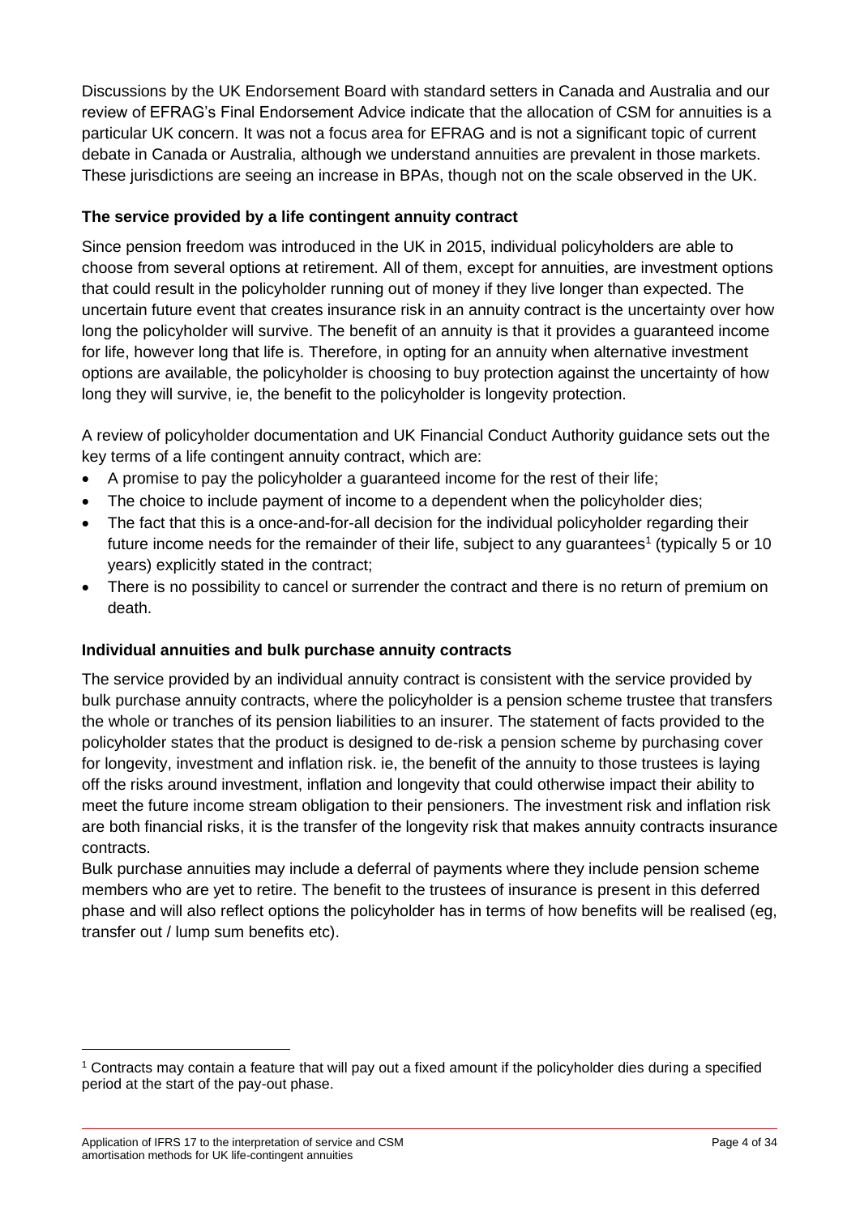Discussions by the UK Endorsement Board with standard setters in Canada and Australia and our review of EFRAG's Final Endorsement Advice indicate that the allocation of CSM for annuities is a particular UK concern. It was not a focus area for EFRAG and is not a significant topic of current debate in Canada or Australia, although we understand annuities are prevalent in those markets. These jurisdictions are seeing an increase in BPAs, though not on the scale observed in the UK.

### The service provided by a life contingent annuity contract

Since pension freedom was introduced in the UK in 2015, individual policyholders are able to choose from several options at retirement. All of them, except for annuities, are investment options that could result in the policyholder running out of money if they live longer than expected. The uncertain future event that creates insurance risk in an annuity contract is the uncertainty over how long the policyholder will survive. The benefit of an annuity is that it provides a guaranteed income for life, however long that life is. Therefore, in opting for an annuity when alternative investment options are available, the policyholder is choosing to buy protection against the uncertainty of how long they will survive, ie, the benefit to the policyholder is longevity protection.

A review of policyholder documentation and UK Financial Conduct Authority guidance sets out the key terms of a life contingent annuity contract, which are:

- A promise to pay the policyholder a guaranteed income for the rest of their life;
- The choice to include payment of income to a dependent when the policyholder dies;
- The fact that this is a once-and-for-all decision for the individual policyholder regarding their future income needs for the remainder of their life, subject to any guarantees[1] (typically 5 or 10 years) explicitly stated in the contract;
- There is no possibility to cancel or surrender the contract and there is no return of premium on death.

### Individual annuities and bulk purchase annuity contracts

The service provided by an individual annuity contract is consistent with the service provided by bulk purchase annuity contracts, where the policyholder is a pension scheme trustee that transfers the whole or tranches of its pension liabilities to an insurer. The statement of facts provided to the policyholder states that the product is designed to de-risk a pension scheme by purchasing cover for longevity, investment and inflation risk. ie, the benefit of the annuity to those trustees is laying off the risks around investment, inflation and longevity that could otherwise impact their ability to meet the future income stream obligation to their pensioners. The investment risk and inflation risk are both financial risks, it is the transfer of the longevity risk that makes annuity contracts insurance contracts.

Bulk purchase annuities may include a deferral of payments where they include pension scheme members who are yet to retire. The benefit to the trustees of insurance is present in this deferred phase and will also reflect options the policyholder has in terms of how benefits will be realised (eg, transfer out / lump sum benefits etc).

---

[1] Contracts may contain a feature that will pay out a fixed amount if the policyholder dies during a specified period at the start of the pay-out phase.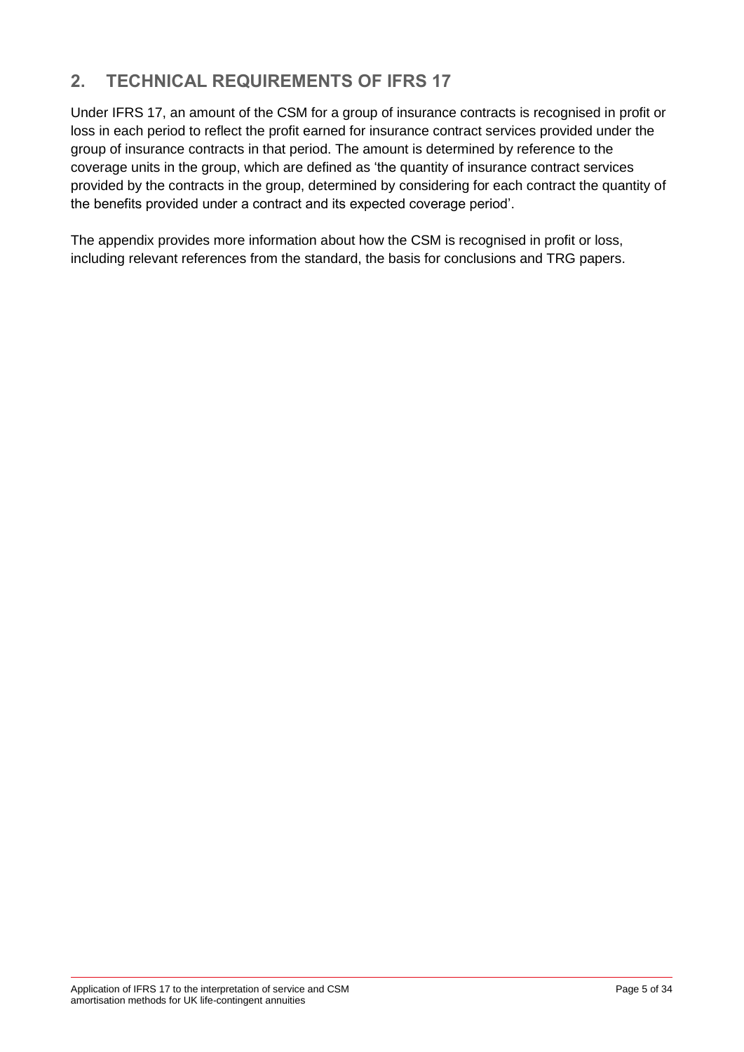## 2. TECHNICAL REQUIREMENTS OF IFRS 17

Under IFRS 17, an amount of the CSM for a group of insurance contracts is recognised in profit or loss in each period to reflect the profit earned for insurance contract services provided under the group of insurance contracts in that period. The amount is determined by reference to the coverage units in the group, which are defined as 'the quantity of insurance contract services provided by the contracts in the group, determined by considering for each contract the quantity of the benefits provided under a contract and its expected coverage period'.

The appendix provides more information about how the CSM is recognised in profit or loss, including relevant references from the standard, the basis for conclusions and TRG papers.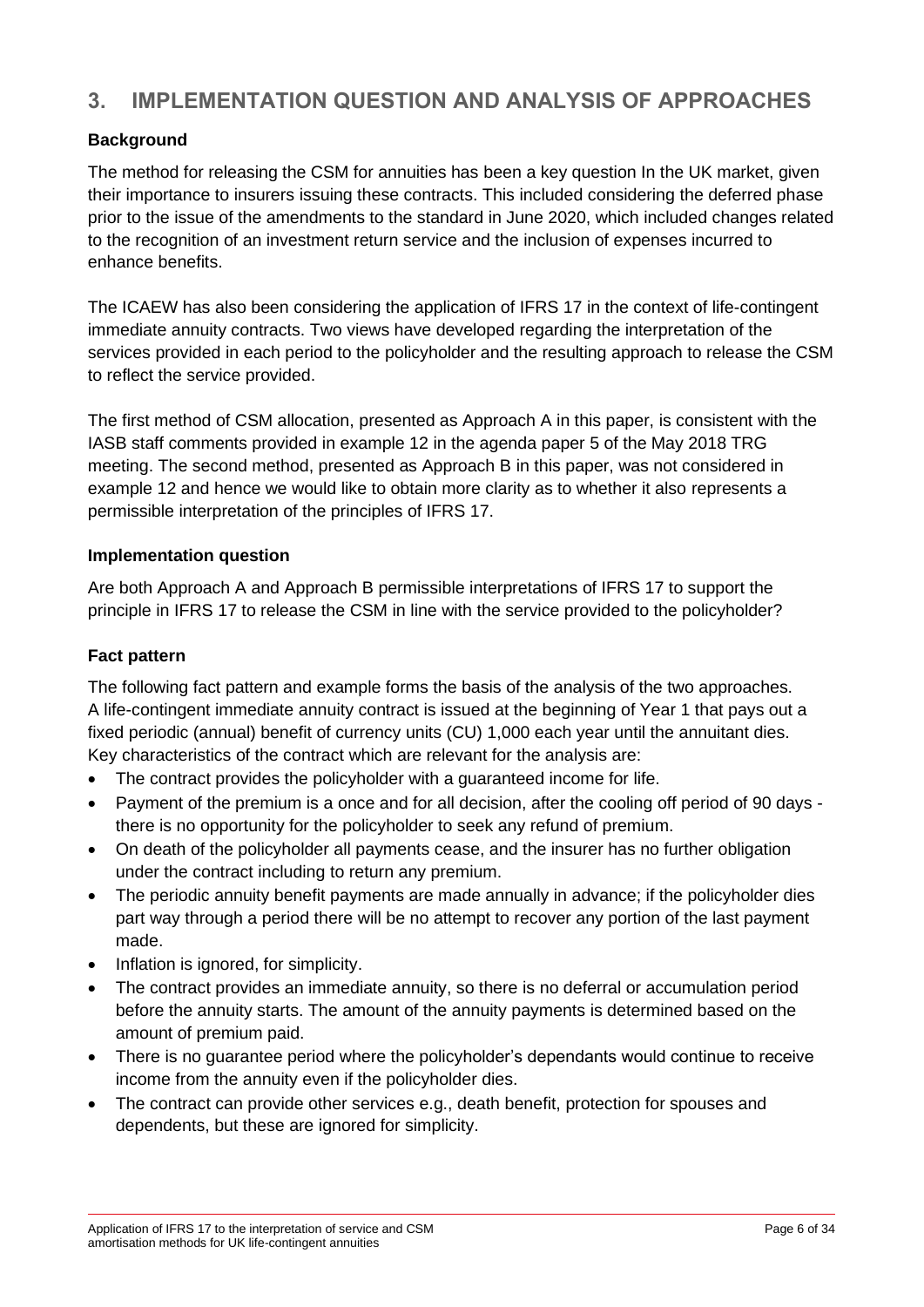## 3. IMPLEMENTATION QUESTION AND ANALYSIS OF APPROACHES

### Background

The method for releasing the CSM for annuities has been a key question In the UK market, given their importance to insurers issuing these contracts. This included considering the deferred phase prior to the issue of the amendments to the standard in June 2020, which included changes related to the recognition of an investment return service and the inclusion of expenses incurred to enhance benefits.

The ICAEW has also been considering the application of IFRS 17 in the context of life-contingent immediate annuity contracts. Two views have developed regarding the interpretation of the services provided in each period to the policyholder and the resulting approach to release the CSM to reflect the service provided.

The first method of CSM allocation, presented as Approach A in this paper, is consistent with the IASB staff comments provided in example 12 in the agenda paper 5 of the May 2018 TRG meeting. The second method, presented as Approach B in this paper, was not considered in example 12 and hence we would like to obtain more clarity as to whether it also represents a permissible interpretation of the principles of IFRS 17.

### Implementation question

Are both Approach A and Approach B permissible interpretations of IFRS 17 to support the principle in IFRS 17 to release the CSM in line with the service provided to the policyholder?

### Fact pattern

The following fact pattern and example forms the basis of the analysis of the two approaches. A life-contingent immediate annuity contract is issued at the beginning of Year 1 that pays out a fixed periodic (annual) benefit of currency units (CU) 1,000 each year until the annuitant dies. Key characteristics of the contract which are relevant for the analysis are:

- The contract provides the policyholder with a guaranteed income for life.
- Payment of the premium is a once and for all decision, after the cooling off period of 90 days - there is no opportunity for the policyholder to seek any refund of premium.
- On death of the policyholder all payments cease, and the insurer has no further obligation under the contract including to return any premium.
- The periodic annuity benefit payments are made annually in advance; if the policyholder dies part way through a period there will be no attempt to recover any portion of the last payment made.
- Inflation is ignored, for simplicity.
- The contract provides an immediate annuity, so there is no deferral or accumulation period before the annuity starts. The amount of the annuity payments is determined based on the amount of premium paid.
- There is no guarantee period where the policyholder's dependants would continue to receive income from the annuity even if the policyholder dies.
- The contract can provide other services e.g., death benefit, protection for spouses and dependents, but these are ignored for simplicity.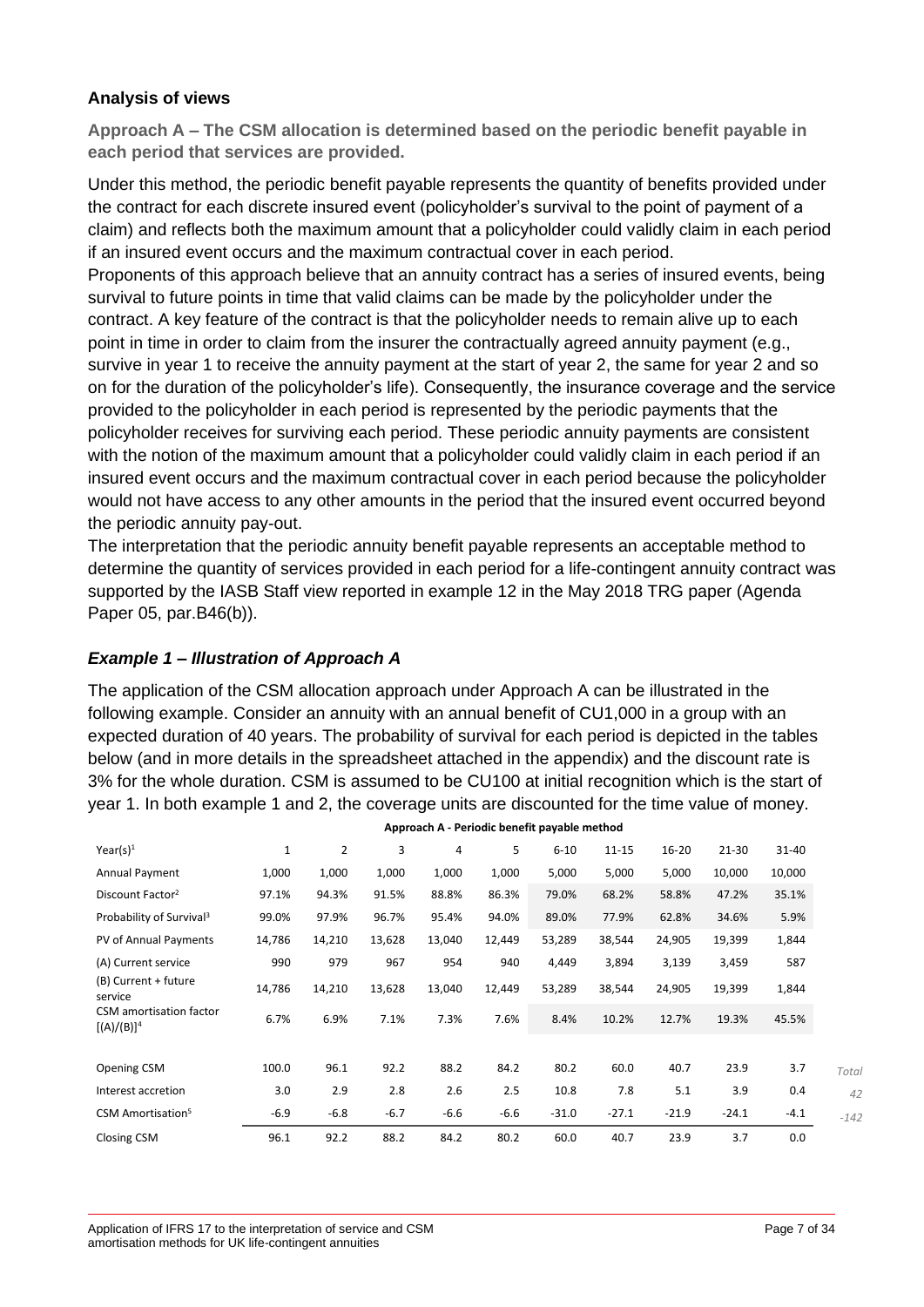### Analysis of views

**Approach A – The CSM allocation is determined based on the periodic benefit payable in each period that services are provided.**

Under this method, the periodic benefit payable represents the quantity of benefits provided under the contract for each discrete insured event (policyholder's survival to the point of payment of a claim) and reflects both the maximum amount that a policyholder could validly claim in each period if an insured event occurs and the maximum contractual cover in each period.

Proponents of this approach believe that an annuity contract has a series of insured events, being survival to future points in time that valid claims can be made by the policyholder under the contract. A key feature of the contract is that the policyholder needs to remain alive up to each point in time in order to claim from the insurer the contractually agreed annuity payment (e.g., survive in year 1 to receive the annuity payment at the start of year 2, the same for year 2 and so on for the duration of the policyholder's life). Consequently, the insurance coverage and the service provided to the policyholder in each period is represented by the periodic payments that the policyholder receives for surviving each period. These periodic annuity payments are consistent with the notion of the maximum amount that a policyholder could validly claim in each period if an insured event occurs and the maximum contractual cover in each period because the policyholder would not have access to any other amounts in the period that the insured event occurred beyond the periodic annuity pay-out.

The interpretation that the periodic annuity benefit payable represents an acceptable method to determine the quantity of services provided in each period for a life-contingent annuity contract was supported by the IASB Staff view reported in example 12 in the May 2018 TRG paper (Agenda Paper 05, par.B46(b)).

### *Example 1 – Illustration of Approach A*

The application of the CSM allocation approach under Approach A can be illustrated in the following example. Consider an annuity with an annual benefit of CU1,000 in a group with an expected duration of 40 years. The probability of survival for each period is depicted in the tables below (and in more details in the spreadsheet attached in the appendix) and the discount rate is 3% for the whole duration. CSM is assumed to be CU100 at initial recognition which is the start of year 1. In both example 1 and 2, the coverage units are discounted for the time value of money.

**Approach A - Periodic benefit payable method**

| Year(s)[1] | 1 | 2 | 3 | 4 | 5 | 6-10 | 11-15 | 16-20 | 21-30 | 31-40 | |
|---|---|---|---|---|---|---|---|---|---|---|---|
| Annual Payment | 1,000 | 1,000 | 1,000 | 1,000 | 1,000 | 5,000 | 5,000 | 5,000 | 10,000 | 10,000 | |
| Discount Factor[2] | 97.1% | 94.3% | 91.5% | 88.8% | 86.3% | 79.0% | 68.2% | 58.8% | 47.2% | 35.1% | |
| Probability of Survival[3] | 99.0% | 97.9% | 96.7% | 95.4% | 94.0% | 89.0% | 77.9% | 62.8% | 34.6% | 5.9% | |
| PV of Annual Payments | 14,786 | 14,210 | 13,628 | 13,040 | 12,449 | 53,289 | 38,544 | 24,905 | 19,399 | 1,844 | |
| (A) Current service | 990 | 979 | 967 | 954 | 940 | 4,449 | 3,894 | 3,139 | 3,459 | 587 | |
| (B) Current + future service | 14,786 | 14,210 | 13,628 | 13,040 | 12,449 | 53,289 | 38,544 | 24,905 | 19,399 | 1,844 | |
| CSM amortisation factor [(A)/(B)][4] | 6.7% | 6.9% | 7.1% | 7.3% | 7.6% | 8.4% | 10.2% | 12.7% | 19.3% | 45.5% | |
| | | | | | | | | | | | |
| Opening CSM | 100.0 | 96.1 | 92.2 | 88.2 | 84.2 | 80.2 | 60.0 | 40.7 | 23.9 | 3.7 | *Total* |
| Interest accretion | 3.0 | 2.9 | 2.8 | 2.6 | 2.5 | 10.8 | 7.8 | 5.1 | 3.9 | 0.4 | *42* |
| CSM Amortisation[5] | -6.9 | -6.8 | -6.7 | -6.6 | -6.6 | -31.0 | -27.1 | -21.9 | -24.1 | -4.1 | *-142* |
| Closing CSM | 96.1 | 92.2 | 88.2 | 84.2 | 80.2 | 60.0 | 40.7 | 23.9 | 3.7 | 0.0 | |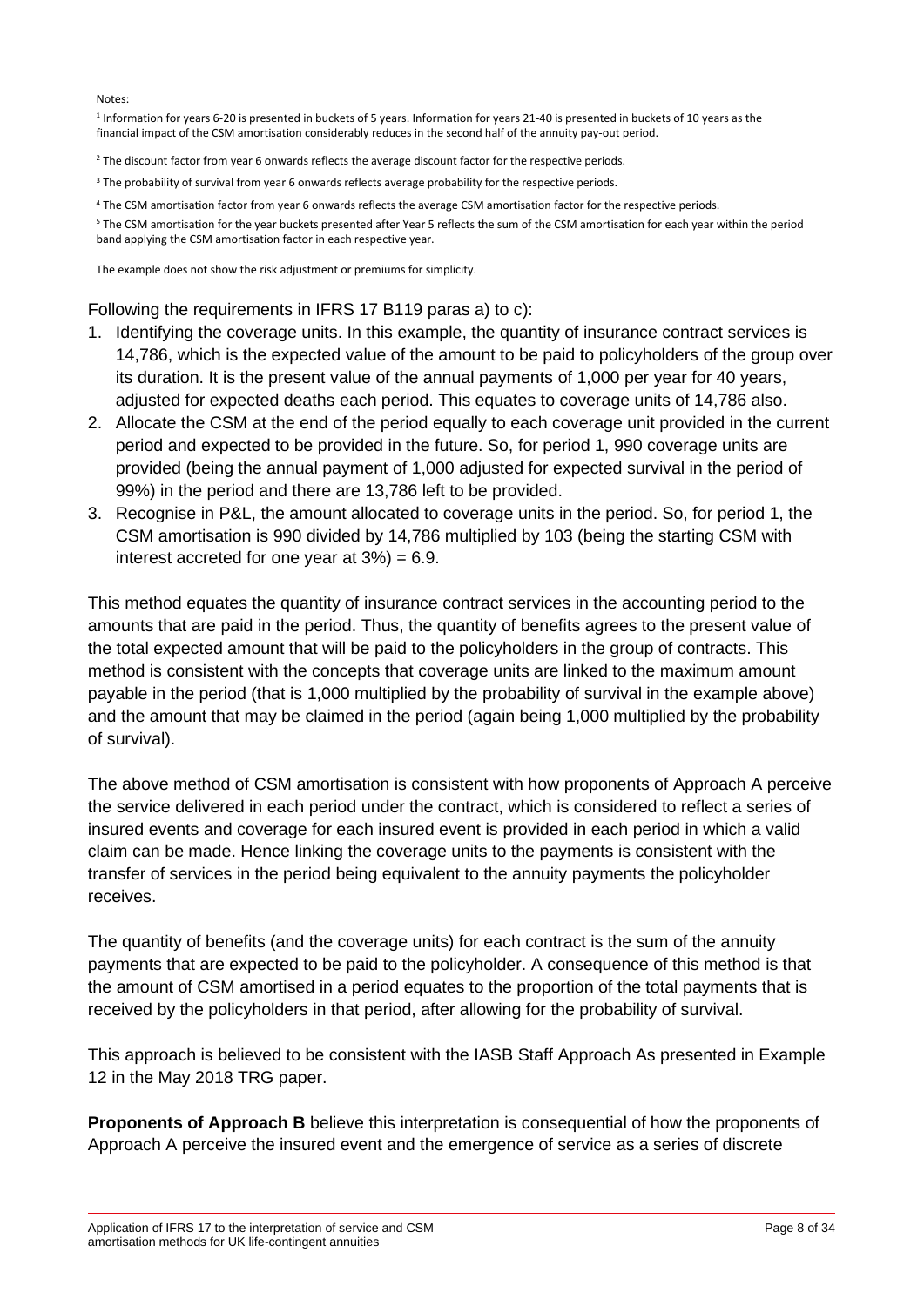Notes:

[1] Information for years 6-20 is presented in buckets of 5 years. Information for years 21-40 is presented in buckets of 10 years as the financial impact of the CSM amortisation considerably reduces in the second half of the annuity pay-out period.

[2] The discount factor from year 6 onwards reflects the average discount factor for the respective periods.

[3] The probability of survival from year 6 onwards reflects average probability for the respective periods.

[4] The CSM amortisation factor from year 6 onwards reflects the average CSM amortisation factor for the respective periods.

[5] The CSM amortisation for the year buckets presented after Year 5 reflects the sum of the CSM amortisation for each year within the period band applying the CSM amortisation factor in each respective year.

The example does not show the risk adjustment or premiums for simplicity.

Following the requirements in IFRS 17 B119 paras a) to c):

1. Identifying the coverage units. In this example, the quantity of insurance contract services is 14,786, which is the expected value of the amount to be paid to policyholders of the group over its duration. It is the present value of the annual payments of 1,000 per year for 40 years, adjusted for expected deaths each period. This equates to coverage units of 14,786 also.
2. Allocate the CSM at the end of the period equally to each coverage unit provided in the current period and expected to be provided in the future. So, for period 1, 990 coverage units are provided (being the annual payment of 1,000 adjusted for expected survival in the period of 99%) in the period and there are 13,786 left to be provided.
3. Recognise in P&L, the amount allocated to coverage units in the period. So, for period 1, the CSM amortisation is 990 divided by 14,786 multiplied by 103 (being the starting CSM with interest accreted for one year at 3%) = 6.9.

This method equates the quantity of insurance contract services in the accounting period to the amounts that are paid in the period. Thus, the quantity of benefits agrees to the present value of the total expected amount that will be paid to the policyholders in the group of contracts. This method is consistent with the concepts that coverage units are linked to the maximum amount payable in the period (that is 1,000 multiplied by the probability of survival in the example above) and the amount that may be claimed in the period (again being 1,000 multiplied by the probability of survival).

The above method of CSM amortisation is consistent with how proponents of Approach A perceive the service delivered in each period under the contract, which is considered to reflect a series of insured events and coverage for each insured event is provided in each period in which a valid claim can be made. Hence linking the coverage units to the payments is consistent with the transfer of services in the period being equivalent to the annuity payments the policyholder receives.

The quantity of benefits (and the coverage units) for each contract is the sum of the annuity payments that are expected to be paid to the policyholder. A consequence of this method is that the amount of CSM amortised in a period equates to the proportion of the total payments that is received by the policyholders in that period, after allowing for the probability of survival.

This approach is believed to be consistent with the IASB Staff Approach As presented in Example 12 in the May 2018 TRG paper.

**Proponents of Approach B** believe this interpretation is consequential of how the proponents of Approach A perceive the insured event and the emergence of service as a series of discrete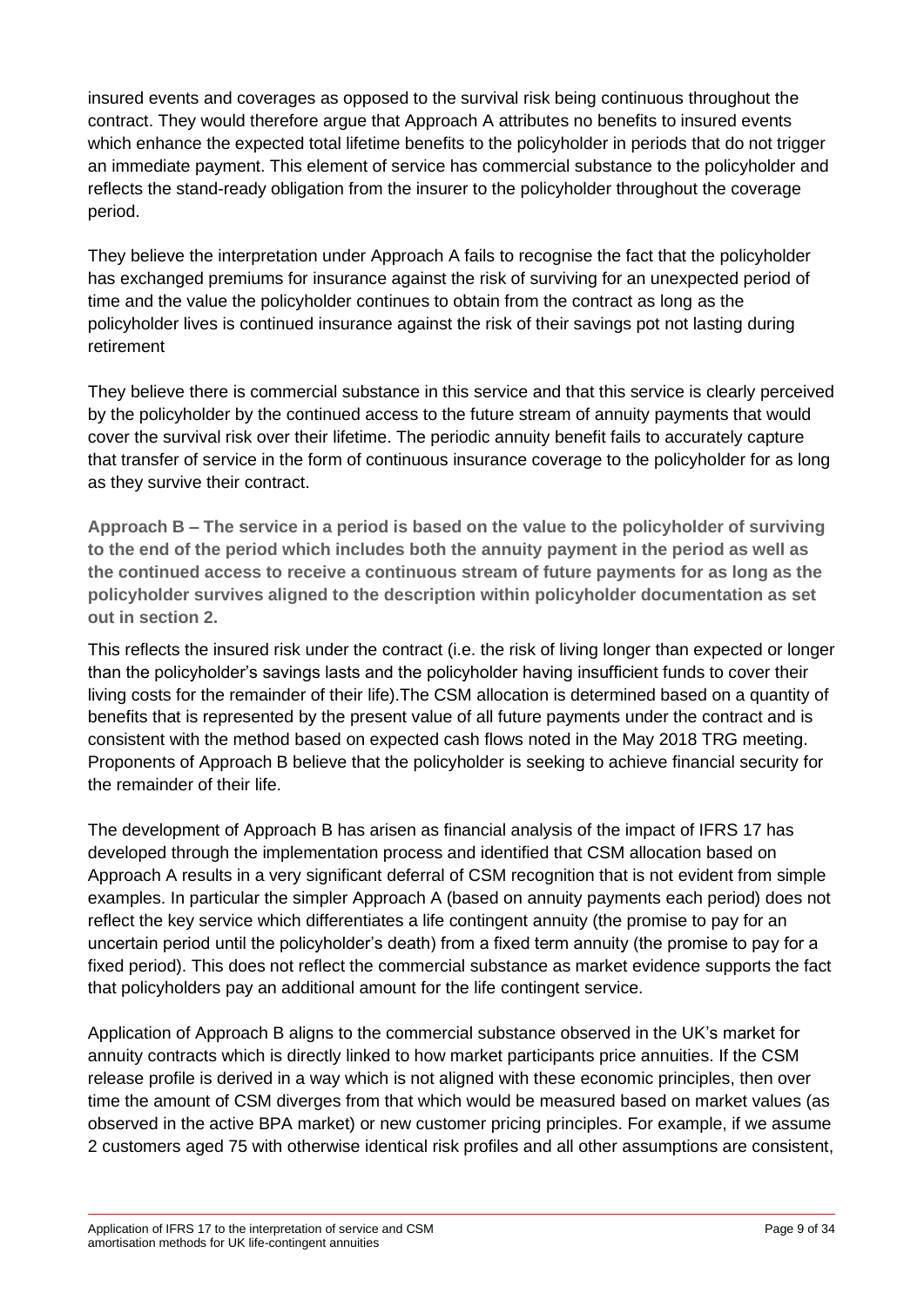insured events and coverages as opposed to the survival risk being continuous throughout the contract. They would therefore argue that Approach A attributes no benefits to insured events which enhance the expected total lifetime benefits to the policyholder in periods that do not trigger an immediate payment. This element of service has commercial substance to the policyholder and reflects the stand-ready obligation from the insurer to the policyholder throughout the coverage period.

They believe the interpretation under Approach A fails to recognise the fact that the policyholder has exchanged premiums for insurance against the risk of surviving for an unexpected period of time and the value the policyholder continues to obtain from the contract as long as the policyholder lives is continued insurance against the risk of their savings pot not lasting during retirement

They believe there is commercial substance in this service and that this service is clearly perceived by the policyholder by the continued access to the future stream of annuity payments that would cover the survival risk over their lifetime. The periodic annuity benefit fails to accurately capture that transfer of service in the form of continuous insurance coverage to the policyholder for as long as they survive their contract.

**Approach B – The service in a period is based on the value to the policyholder of surviving to the end of the period which includes both the annuity payment in the period as well as the continued access to receive a continuous stream of future payments for as long as the policyholder survives aligned to the description within policyholder documentation as set out in section 2.**

This reflects the insured risk under the contract (i.e. the risk of living longer than expected or longer than the policyholder's savings lasts and the policyholder having insufficient funds to cover their living costs for the remainder of their life).The CSM allocation is determined based on a quantity of benefits that is represented by the present value of all future payments under the contract and is consistent with the method based on expected cash flows noted in the May 2018 TRG meeting. Proponents of Approach B believe that the policyholder is seeking to achieve financial security for the remainder of their life.

The development of Approach B has arisen as financial analysis of the impact of IFRS 17 has developed through the implementation process and identified that CSM allocation based on Approach A results in a very significant deferral of CSM recognition that is not evident from simple examples. In particular the simpler Approach A (based on annuity payments each period) does not reflect the key service which differentiates a life contingent annuity (the promise to pay for an uncertain period until the policyholder's death) from a fixed term annuity (the promise to pay for a fixed period). This does not reflect the commercial substance as market evidence supports the fact that policyholders pay an additional amount for the life contingent service.

Application of Approach B aligns to the commercial substance observed in the UK's market for annuity contracts which is directly linked to how market participants price annuities. If the CSM release profile is derived in a way which is not aligned with these economic principles, then over time the amount of CSM diverges from that which would be measured based on market values (as observed in the active BPA market) or new customer pricing principles. For example, if we assume 2 customers aged 75 with otherwise identical risk profiles and all other assumptions are consistent,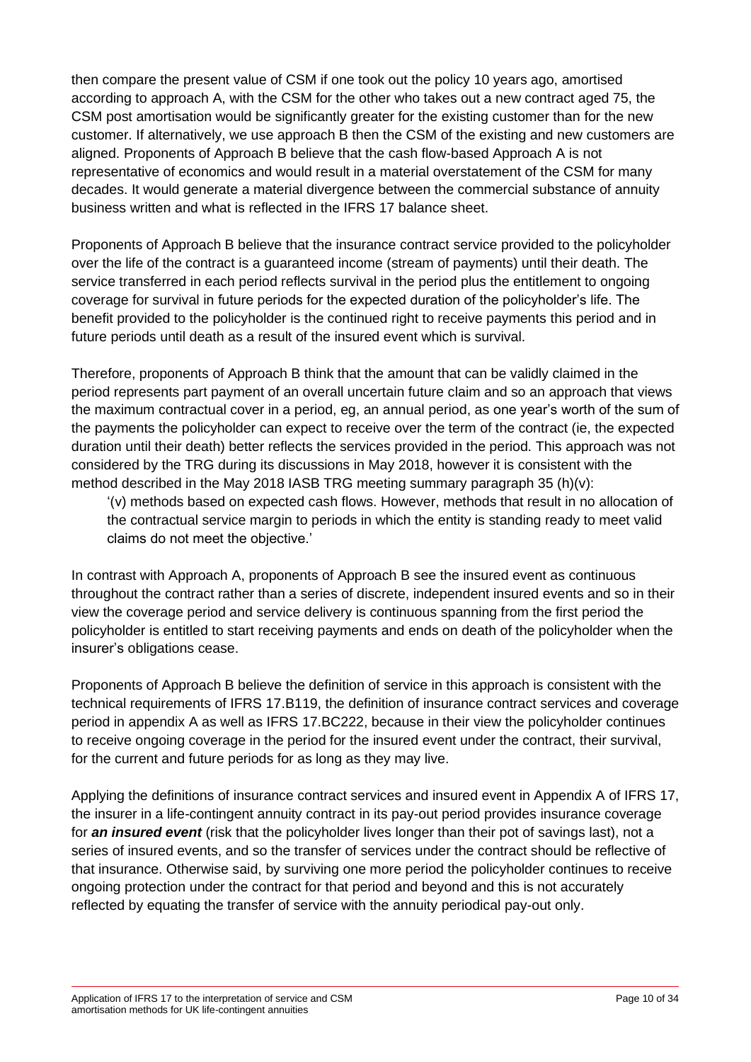then compare the present value of CSM if one took out the policy 10 years ago, amortised according to approach A, with the CSM for the other who takes out a new contract aged 75, the CSM post amortisation would be significantly greater for the existing customer than for the new customer. If alternatively, we use approach B then the CSM of the existing and new customers are aligned. Proponents of Approach B believe that the cash flow-based Approach A is not representative of economics and would result in a material overstatement of the CSM for many decades. It would generate a material divergence between the commercial substance of annuity business written and what is reflected in the IFRS 17 balance sheet.

Proponents of Approach B believe that the insurance contract service provided to the policyholder over the life of the contract is a guaranteed income (stream of payments) until their death. The service transferred in each period reflects survival in the period plus the entitlement to ongoing coverage for survival in future periods for the expected duration of the policyholder's life. The benefit provided to the policyholder is the continued right to receive payments this period and in future periods until death as a result of the insured event which is survival.

Therefore, proponents of Approach B think that the amount that can be validly claimed in the period represents part payment of an overall uncertain future claim and so an approach that views the maximum contractual cover in a period, eg, an annual period, as one year's worth of the sum of the payments the policyholder can expect to receive over the term of the contract (ie, the expected duration until their death) better reflects the services provided in the period. This approach was not considered by the TRG during its discussions in May 2018, however it is consistent with the method described in the May 2018 IASB TRG meeting summary paragraph 35 (h)(v):

> '(v) methods based on expected cash flows. However, methods that result in no allocation of the contractual service margin to periods in which the entity is standing ready to meet valid claims do not meet the objective.'

In contrast with Approach A, proponents of Approach B see the insured event as continuous throughout the contract rather than a series of discrete, independent insured events and so in their view the coverage period and service delivery is continuous spanning from the first period the policyholder is entitled to start receiving payments and ends on death of the policyholder when the insurer's obligations cease.

Proponents of Approach B believe the definition of service in this approach is consistent with the technical requirements of IFRS 17.B119, the definition of insurance contract services and coverage period in appendix A as well as IFRS 17.BC222, because in their view the policyholder continues to receive ongoing coverage in the period for the insured event under the contract, their survival, for the current and future periods for as long as they may live.

Applying the definitions of insurance contract services and insured event in Appendix A of IFRS 17, the insurer in a life-contingent annuity contract in its pay-out period provides insurance coverage for ***an insured event*** (risk that the policyholder lives longer than their pot of savings last), not a series of insured events, and so the transfer of services under the contract should be reflective of that insurance. Otherwise said, by surviving one more period the policyholder continues to receive ongoing protection under the contract for that period and beyond and this is not accurately reflected by equating the transfer of service with the annuity periodical pay-out only.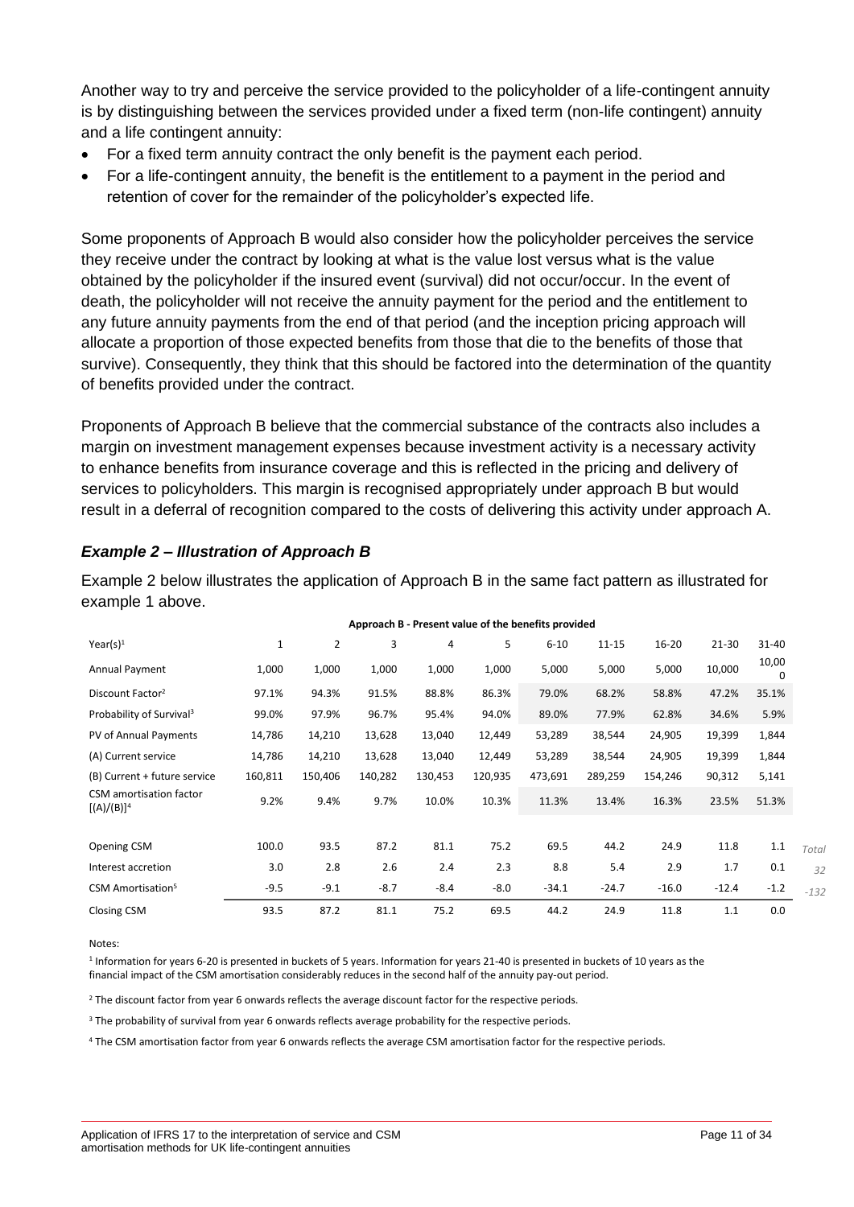Another way to try and perceive the service provided to the policyholder of a life-contingent annuity is by distinguishing between the services provided under a fixed term (non-life contingent) annuity and a life contingent annuity:

- For a fixed term annuity contract the only benefit is the payment each period.
- For a life-contingent annuity, the benefit is the entitlement to a payment in the period and retention of cover for the remainder of the policyholder's expected life.

Some proponents of Approach B would also consider how the policyholder perceives the service they receive under the contract by looking at what is the value lost versus what is the value obtained by the policyholder if the insured event (survival) did not occur/occur. In the event of death, the policyholder will not receive the annuity payment for the period and the entitlement to any future annuity payments from the end of that period (and the inception pricing approach will allocate a proportion of those expected benefits from those that die to the benefits of those that survive). Consequently, they think that this should be factored into the determination of the quantity of benefits provided under the contract.

Proponents of Approach B believe that the commercial substance of the contracts also includes a margin on investment management expenses because investment activity is a necessary activity to enhance benefits from insurance coverage and this is reflected in the pricing and delivery of services to policyholders. This margin is recognised appropriately under approach B but would result in a deferral of recognition compared to the costs of delivering this activity under approach A.

### *Example 2 – Illustration of Approach B*

Example 2 below illustrates the application of Approach B in the same fact pattern as illustrated for example 1 above.

**Approach B - Present value of the benefits provided**

| Year(s)[1] | 1 | 2 | 3 | 4 | 5 | 6-10 | 11-15 | 16-20 | 21-30 | 31-40 | |
|---|---|---|---|---|---|---|---|---|---|---|---|
| Annual Payment | 1,000 | 1,000 | 1,000 | 1,000 | 1,000 | 5,000 | 5,000 | 5,000 | 10,000 | 10,000 | |
| Discount Factor[2] | 97.1% | 94.3% | 91.5% | 88.8% | 86.3% | 79.0% | 68.2% | 58.8% | 47.2% | 35.1% | |
| Probability of Survival[3] | 99.0% | 97.9% | 96.7% | 95.4% | 94.0% | 89.0% | 77.9% | 62.8% | 34.6% | 5.9% | |
| PV of Annual Payments | 14,786 | 14,210 | 13,628 | 13,040 | 12,449 | 53,289 | 38,544 | 24,905 | 19,399 | 1,844 | |
| (A) Current service | 14,786 | 14,210 | 13,628 | 13,040 | 12,449 | 53,289 | 38,544 | 24,905 | 19,399 | 1,844 | |
| (B) Current + future service | 160,811 | 150,406 | 140,282 | 130,453 | 120,935 | 473,691 | 289,259 | 154,246 | 90,312 | 5,141 | |
| CSM amortisation factor [(A)/(B)][4] | 9.2% | 9.4% | 9.7% | 10.0% | 10.3% | 11.3% | 13.4% | 16.3% | 23.5% | 51.3% | |
| | | | | | | | | | | | |
| Opening CSM | 100.0 | 93.5 | 87.2 | 81.1 | 75.2 | 69.5 | 44.2 | 24.9 | 11.8 | 1.1 | *Total* |
| Interest accretion | 3.0 | 2.8 | 2.6 | 2.4 | 2.3 | 8.8 | 5.4 | 2.9 | 1.7 | 0.1 | *32* |
| CSM Amortisation[5] | -9.5 | -9.1 | -8.7 | -8.4 | -8.0 | -34.1 | -24.7 | -16.0 | -12.4 | -1.2 | *-132* |
| Closing CSM | 93.5 | 87.2 | 81.1 | 75.2 | 69.5 | 44.2 | 24.9 | 11.8 | 1.1 | 0.0 | |

Notes:

[1] Information for years 6-20 is presented in buckets of 5 years. Information for years 21-40 is presented in buckets of 10 years as the financial impact of the CSM amortisation considerably reduces in the second half of the annuity pay-out period.

[2] The discount factor from year 6 onwards reflects the average discount factor for the respective periods.

[3] The probability of survival from year 6 onwards reflects average probability for the respective periods.

[4] The CSM amortisation factor from year 6 onwards reflects the average CSM amortisation factor for the respective periods.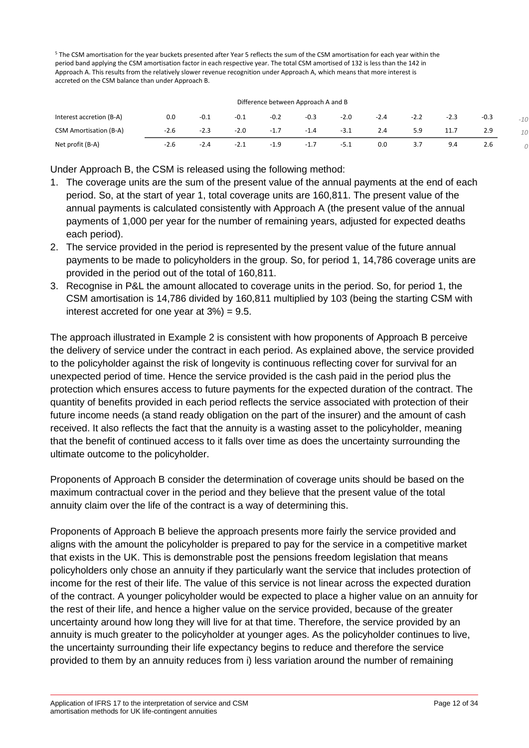[5] The CSM amortisation for the year buckets presented after Year 5 reflects the sum of the CSM amortisation for each year within the period band applying the CSM amortisation factor in each respective year. The total CSM amortised of 132 is less than the 142 in Approach A. This results from the relatively slower revenue recognition under Approach A, which means that more interest is accreted on the CSM balance than under Approach B.

| Difference between Approach A and B | | | | | | | | | | | |
|---|---|---|---|---|---|---|---|---|---|---|---|
| Interest accretion (B-A) | 0.0 | -0.1 | -0.1 | -0.2 | -0.3 | -2.0 | -2.4 | -2.2 | -2.3 | -0.3 | -10 |
| CSM Amortisation (B-A) | -2.6 | -2.3 | -2.0 | -1.7 | -1.4 | -3.1 | 2.4 | 5.9 | 11.7 | 2.9 | 10 |
| Net profit (B-A) | -2.6 | -2.4 | -2.1 | -1.9 | -1.7 | -5.1 | 0.0 | 3.7 | 9.4 | 2.6 | 0 |

Under Approach B, the CSM is released using the following method:

1. The coverage units are the sum of the present value of the annual payments at the end of each period. So, at the start of year 1, total coverage units are 160,811. The present value of the annual payments is calculated consistently with Approach A (the present value of the annual payments of 1,000 per year for the number of remaining years, adjusted for expected deaths each period).
2. The service provided in the period is represented by the present value of the future annual payments to be made to policyholders in the group. So, for period 1, 14,786 coverage units are provided in the period out of the total of 160,811.
3. Recognise in P&L the amount allocated to coverage units in the period. So, for period 1, the CSM amortisation is 14,786 divided by 160,811 multiplied by 103 (being the starting CSM with interest accreted for one year at 3%) = 9.5.

The approach illustrated in Example 2 is consistent with how proponents of Approach B perceive the delivery of service under the contract in each period. As explained above, the service provided to the policyholder against the risk of longevity is continuous reflecting cover for survival for an unexpected period of time. Hence the service provided is the cash paid in the period plus the protection which ensures access to future payments for the expected duration of the contract. The quantity of benefits provided in each period reflects the service associated with protection of their future income needs (a stand ready obligation on the part of the insurer) and the amount of cash received. It also reflects the fact that the annuity is a wasting asset to the policyholder, meaning that the benefit of continued access to it falls over time as does the uncertainty surrounding the ultimate outcome to the policyholder.

Proponents of Approach B consider the determination of coverage units should be based on the maximum contractual cover in the period and they believe that the present value of the total annuity claim over the life of the contract is a way of determining this.

Proponents of Approach B believe the approach presents more fairly the service provided and aligns with the amount the policyholder is prepared to pay for the service in a competitive market that exists in the UK. This is demonstrable post the pensions freedom legislation that means policyholders only chose an annuity if they particularly want the service that includes protection of income for the rest of their life. The value of this service is not linear across the expected duration of the contract. A younger policyholder would be expected to place a higher value on an annuity for the rest of their life, and hence a higher value on the service provided, because of the greater uncertainty around how long they will live for at that time. Therefore, the service provided by an annuity is much greater to the policyholder at younger ages. As the policyholder continues to live, the uncertainty surrounding their life expectancy begins to reduce and therefore the service provided to them by an annuity reduces from i) less variation around the number of remaining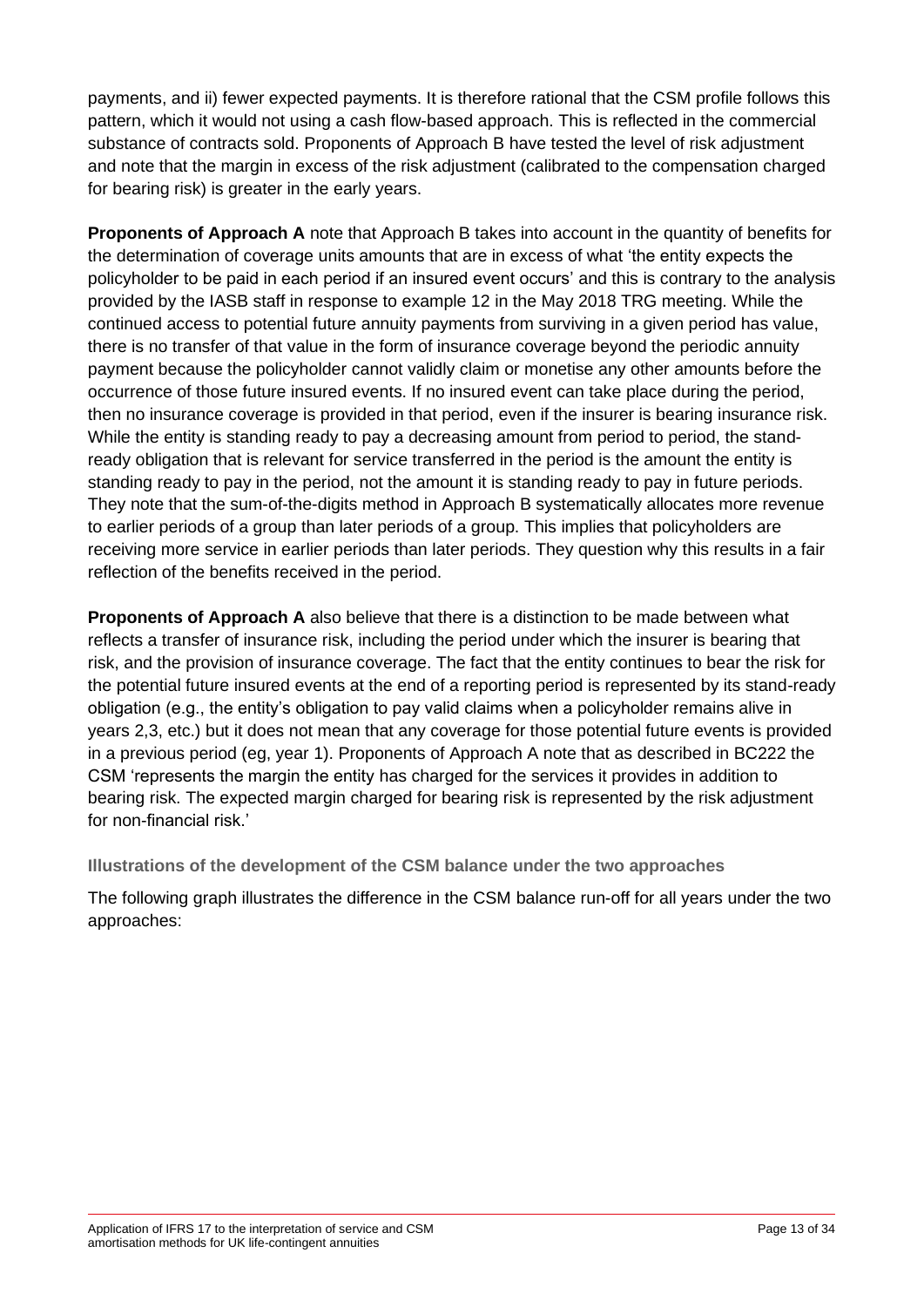payments, and ii) fewer expected payments. It is therefore rational that the CSM profile follows this pattern, which it would not using a cash flow-based approach. This is reflected in the commercial substance of contracts sold. Proponents of Approach B have tested the level of risk adjustment and note that the margin in excess of the risk adjustment (calibrated to the compensation charged for bearing risk) is greater in the early years.

**Proponents of Approach A** note that Approach B takes into account in the quantity of benefits for the determination of coverage units amounts that are in excess of what 'the entity expects the policyholder to be paid in each period if an insured event occurs' and this is contrary to the analysis provided by the IASB staff in response to example 12 in the May 2018 TRG meeting. While the continued access to potential future annuity payments from surviving in a given period has value, there is no transfer of that value in the form of insurance coverage beyond the periodic annuity payment because the policyholder cannot validly claim or monetise any other amounts before the occurrence of those future insured events. If no insured event can take place during the period, then no insurance coverage is provided in that period, even if the insurer is bearing insurance risk. While the entity is standing ready to pay a decreasing amount from period to period, the stand-ready obligation that is relevant for service transferred in the period is the amount the entity is standing ready to pay in the period, not the amount it is standing ready to pay in future periods. They note that the sum-of-the-digits method in Approach B systematically allocates more revenue to earlier periods of a group than later periods of a group. This implies that policyholders are receiving more service in earlier periods than later periods. They question why this results in a fair reflection of the benefits received in the period.

**Proponents of Approach A** also believe that there is a distinction to be made between what reflects a transfer of insurance risk, including the period under which the insurer is bearing that risk, and the provision of insurance coverage. The fact that the entity continues to bear the risk for the potential future insured events at the end of a reporting period is represented by its stand-ready obligation (e.g., the entity's obligation to pay valid claims when a policyholder remains alive in years 2,3, etc.) but it does not mean that any coverage for those potential future events is provided in a previous period (eg, year 1). Proponents of Approach A note that as described in BC222 the CSM 'represents the margin the entity has charged for the services it provides in addition to bearing risk. The expected margin charged for bearing risk is represented by the risk adjustment for non-financial risk.'

### Illustrations of the development of the CSM balance under the two approaches

The following graph illustrates the difference in the CSM balance run-off for all years under the two approaches: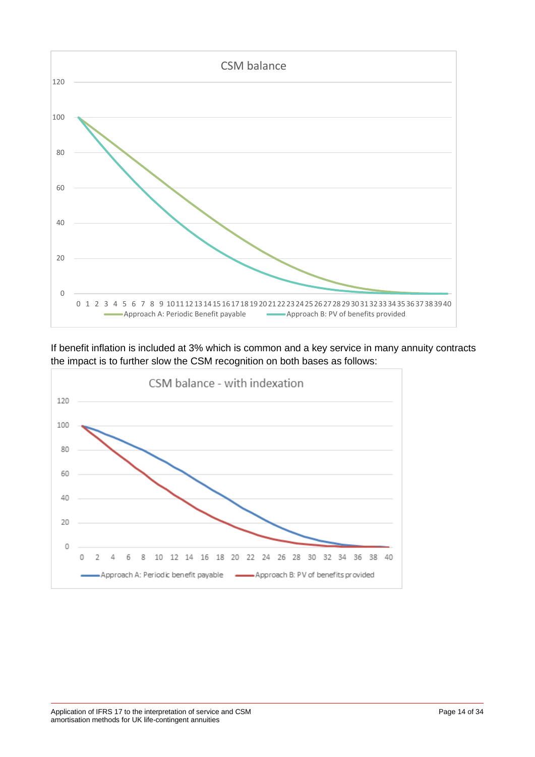If benefit inflation is included at 3% which is common and a key service in many annuity contracts the impact is to further slow the CSM recognition on both bases as follows: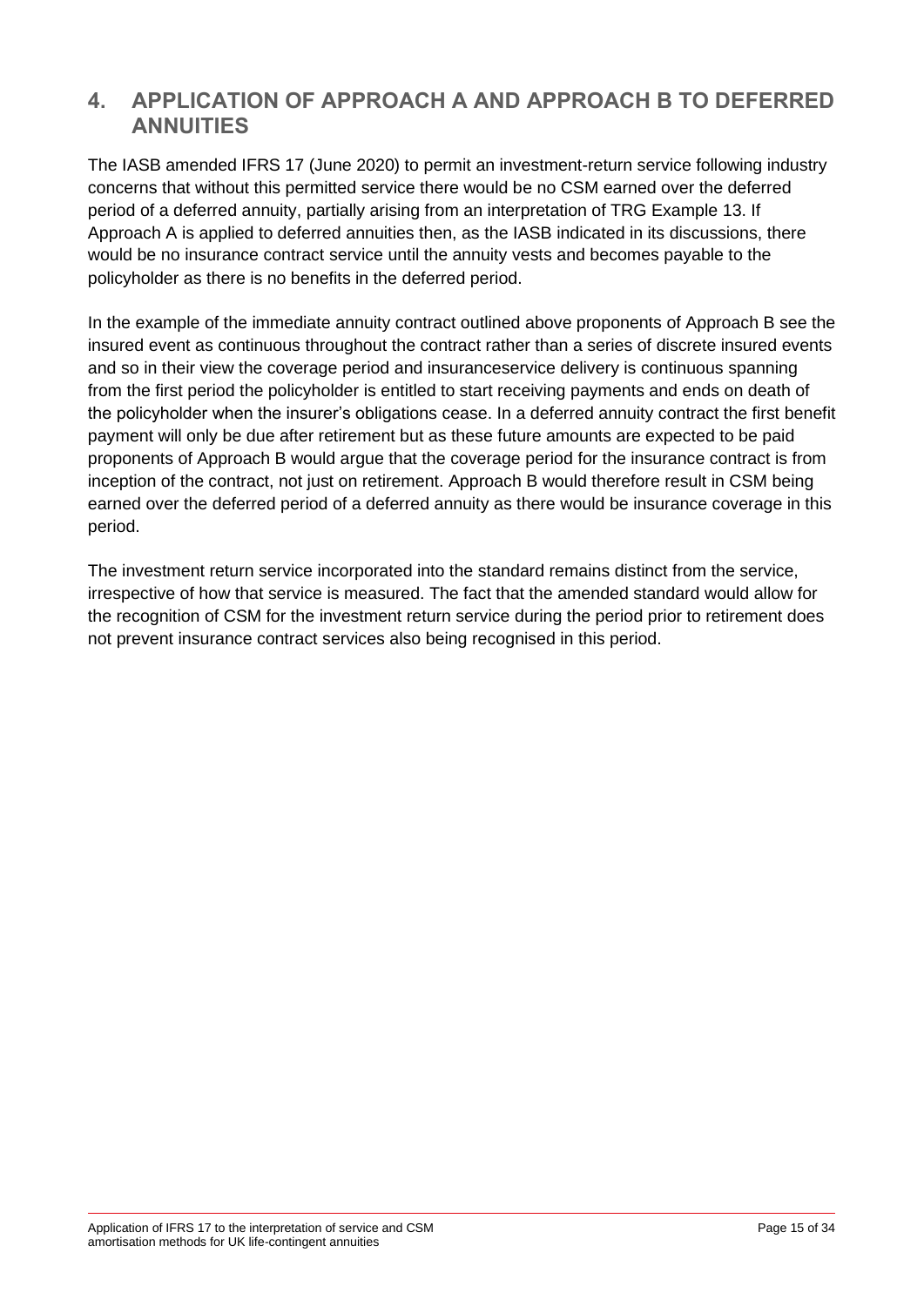## 4. APPLICATION OF APPROACH A AND APPROACH B TO DEFERRED ANNUITIES

The IASB amended IFRS 17 (June 2020) to permit an investment-return service following industry concerns that without this permitted service there would be no CSM earned over the deferred period of a deferred annuity, partially arising from an interpretation of TRG Example 13. If Approach A is applied to deferred annuities then, as the IASB indicated in its discussions, there would be no insurance contract service until the annuity vests and becomes payable to the policyholder as there is no benefits in the deferred period.

In the example of the immediate annuity contract outlined above proponents of Approach B see the insured event as continuous throughout the contract rather than a series of discrete insured events and so in their view the coverage period and insuranceservice delivery is continuous spanning from the first period the policyholder is entitled to start receiving payments and ends on death of the policyholder when the insurer's obligations cease. In a deferred annuity contract the first benefit payment will only be due after retirement but as these future amounts are expected to be paid proponents of Approach B would argue that the coverage period for the insurance contract is from inception of the contract, not just on retirement. Approach B would therefore result in CSM being earned over the deferred period of a deferred annuity as there would be insurance coverage in this period.

The investment return service incorporated into the standard remains distinct from the service, irrespective of how that service is measured. The fact that the amended standard would allow for the recognition of CSM for the investment return service during the period prior to retirement does not prevent insurance contract services also being recognised in this period.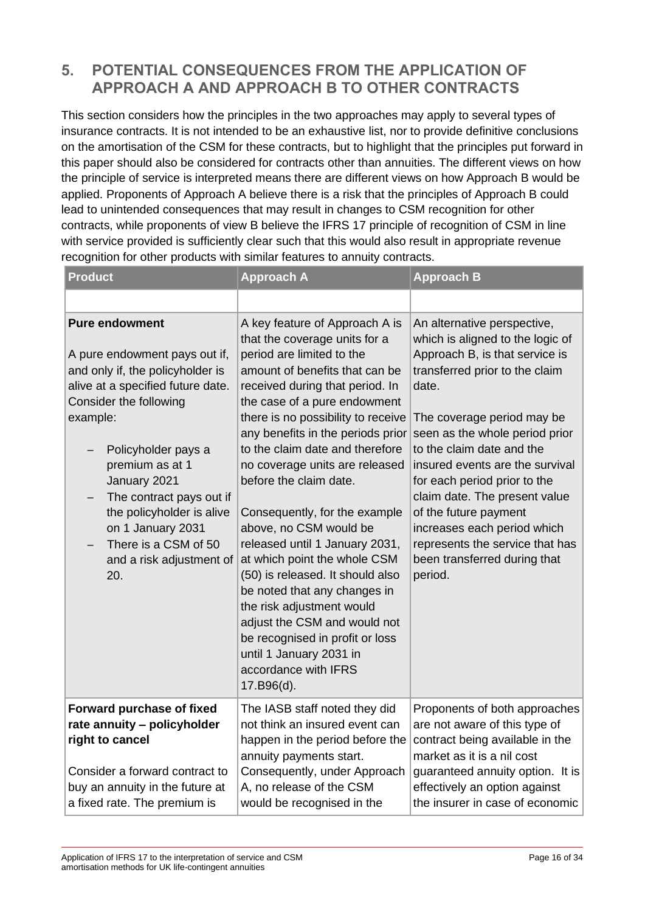## 5. POTENTIAL CONSEQUENCES FROM THE APPLICATION OF APPROACH A AND APPROACH B TO OTHER CONTRACTS

This section considers how the principles in the two approaches may apply to several types of insurance contracts. It is not intended to be an exhaustive list, nor to provide definitive conclusions on the amortisation of the CSM for these contracts, but to highlight that the principles put forward in this paper should also be considered for contracts other than annuities. The different views on how the principle of service is interpreted means there are different views on how Approach B would be applied. Proponents of Approach A believe there is a risk that the principles of Approach B could lead to unintended consequences that may result in changes to CSM recognition for other contracts, while proponents of view B believe the IFRS 17 principle of recognition of CSM in line with service provided is sufficiently clear such that this would also result in appropriate revenue recognition for other products with similar features to annuity contracts.

| Product | Approach A | Approach B |
|---|---|---|
| | | |
| **Pure endowment**<br><br>A pure endowment pays out if, and only if, the policyholder is alive at a specified future date. Consider the following example:<br><br>– Policyholder pays a premium as at 1 January 2021<br>– The contract pays out if the policyholder is alive on 1 January 2031<br>– There is a CSM of 50 and a risk adjustment of 20. | A key feature of Approach A is that the coverage units for a period are limited to the amount of benefits that can be received during that period. In the case of a pure endowment there is no possibility to receive any benefits in the periods prior to the claim date and therefore no coverage units are released before the claim date.<br><br>Consequently, for the example above, no CSM would be released until 1 January 2031, at which point the whole CSM (50) is released. It should also be noted that any changes in the risk adjustment would adjust the CSM and would not be recognised in profit or loss until 1 January 2031 in accordance with IFRS 17.B96(d). | An alternative perspective, which is aligned to the logic of Approach B, is that service is transferred prior to the claim date.<br><br>The coverage period may be seen as the whole period prior to the claim date and the insured events are the survival for each period prior to the claim date. The present value of the future payment increases each period which represents the service that has been transferred during that period. |
| **Forward purchase of fixed rate annuity – policyholder right to cancel**<br><br>Consider a forward contract to buy an annuity in the future at a fixed rate. The premium is | The IASB staff noted they did not think an insured event can happen in the period before the annuity payments start. Consequently, under Approach A, no release of the CSM would be recognised in the | Proponents of both approaches are not aware of this type of contract being available in the market as it is a nil cost guaranteed annuity option. It is effectively an option against the insurer in case of economic |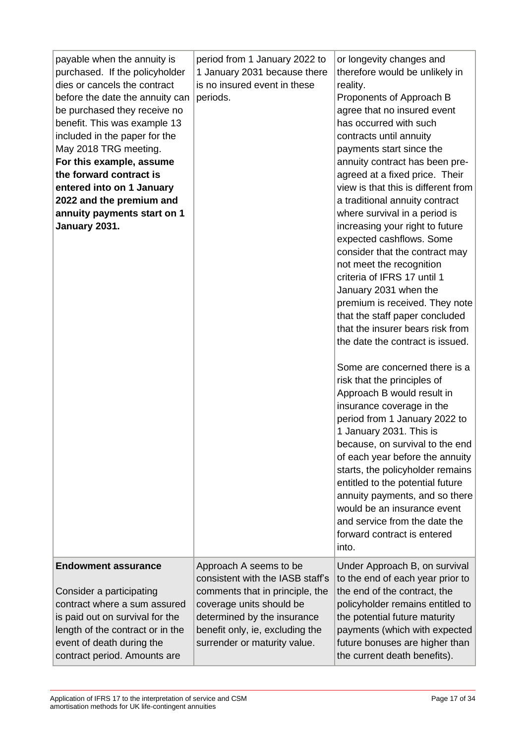| | | |
|---|---|---|
| payable when the annuity is purchased. If the policyholder dies or cancels the contract before the date the annuity can be purchased they receive no benefit. This was example 13 included in the paper for the May 2018 TRG meeting.<br>**For this example, assume the forward contract is entered into on 1 January 2022 and the premium and annuity payments start on 1 January 2031.** | period from 1 January 2022 to 1 January 2031 because there is no insured event in these periods. | or longevity changes and therefore would be unlikely in reality.<br>Proponents of Approach B agree that no insured event has occurred with such contracts until annuity payments start since the annuity contract has been pre-agreed at a fixed price. Their view is that this is different from a traditional annuity contract where survival in a period is increasing your right to future expected cashflows. Some consider that the contract may not meet the recognition criteria of IFRS 17 until 1 January 2031 when the premium is received. They note that the staff paper concluded that the insurer bears risk from the date the contract is issued.<br><br>Some are concerned there is a risk that the principles of Approach B would result in insurance coverage in the period from 1 January 2022 to 1 January 2031. This is because, on survival to the end of each year before the annuity starts, the policyholder remains entitled to the potential future annuity payments, and so there would be an insurance event and service from the date the forward contract is entered into. |
| **Endowment assurance**<br><br>Consider a participating contract where a sum assured is paid out on survival for the length of the contract or in the event of death during the contract period. Amounts are | Approach A seems to be consistent with the IASB staff's comments that in principle, the coverage units should be determined by the insurance benefit only, ie, excluding the surrender or maturity value. | Under Approach B, on survival to the end of each year prior to the end of the contract, the policyholder remains entitled to the potential future maturity payments (which with expected future bonuses are higher than the current death benefits). |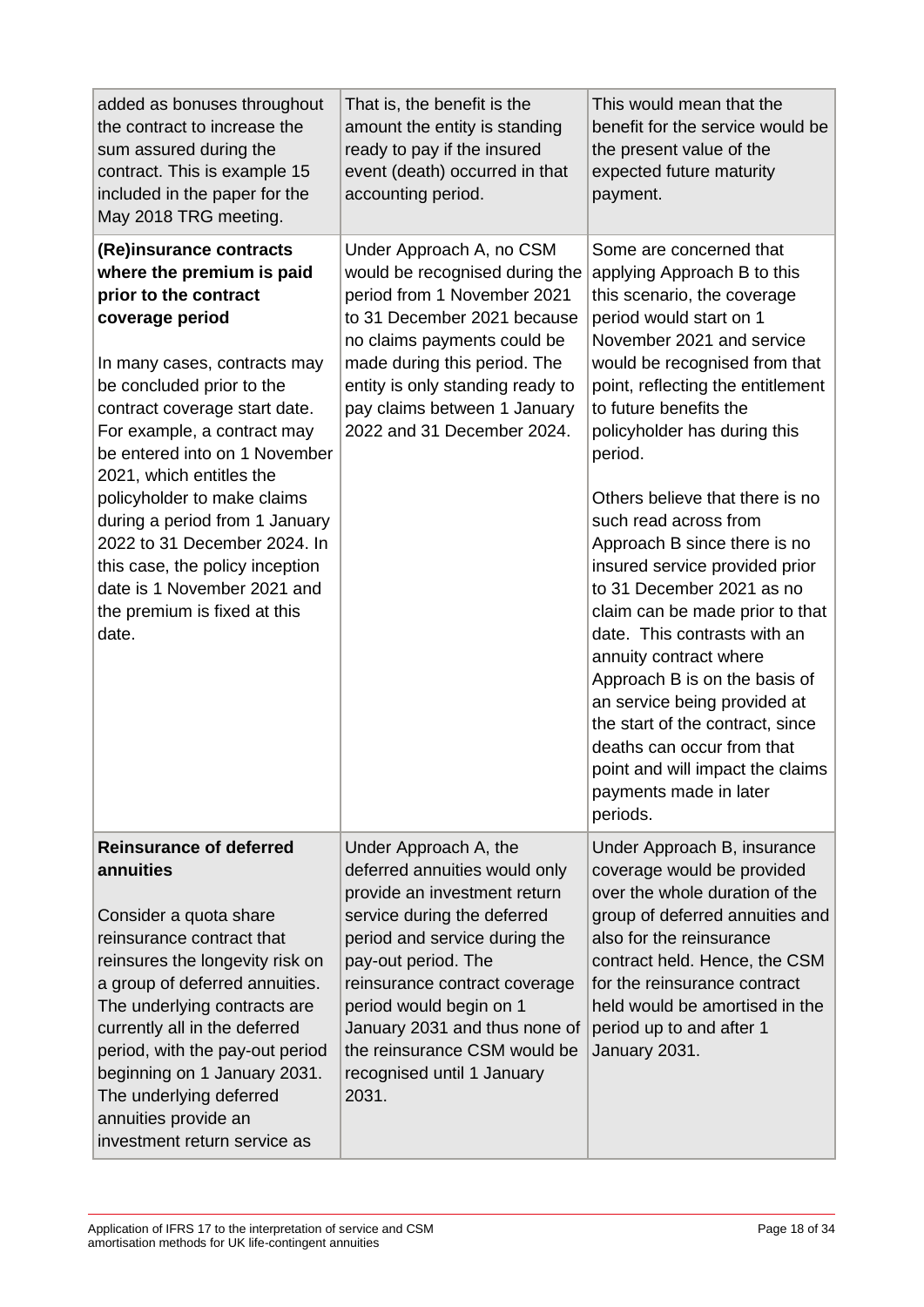| | | |
|---|---|---|
| added as bonuses throughout the contract to increase the sum assured during the contract. This is example 15 included in the paper for the May 2018 TRG meeting. | That is, the benefit is the amount the entity is standing ready to pay if the insured event (death) occurred in that accounting period. | This would mean that the benefit for the service would be the present value of the expected future maturity payment. |
| **(Re)insurance contracts where the premium is paid prior to the contract coverage period**<br><br>In many cases, contracts may be concluded prior to the contract coverage start date. For example, a contract may be entered into on 1 November 2021, which entitles the policyholder to make claims during a period from 1 January 2022 to 31 December 2024. In this case, the policy inception date is 1 November 2021 and the premium is fixed at this date. | Under Approach A, no CSM would be recognised during the period from 1 November 2021 to 31 December 2021 because no claims payments could be made during this period. The entity is only standing ready to pay claims between 1 January 2022 and 31 December 2024. | Some are concerned that applying Approach B to this this scenario, the coverage period would start on 1 November 2021 and service would be recognised from that point, reflecting the entitlement to future benefits the policyholder has during this period.<br><br>Others believe that there is no such read across from Approach B since there is no insured service provided prior to 31 December 2021 as no claim can be made prior to that date. This contrasts with an annuity contract where Approach B is on the basis of an service being provided at the start of the contract, since deaths can occur from that point and will impact the claims payments made in later periods. |
| **Reinsurance of deferred annuities**<br><br>Consider a quota share reinsurance contract that reinsures the longevity risk on a group of deferred annuities. The underlying contracts are currently all in the deferred period, with the pay-out period beginning on 1 January 2031. The underlying deferred annuities provide an investment return service as | Under Approach A, the deferred annuities would only provide an investment return service during the deferred period and service during the pay-out period. The reinsurance contract coverage period would begin on 1 January 2031 and thus none of the reinsurance CSM would be recognised until 1 January 2031. | Under Approach B, insurance coverage would be provided over the whole duration of the group of deferred annuities and also for the reinsurance contract held. Hence, the CSM for the reinsurance contract held would be amortised in the period up to and after 1 January 2031. |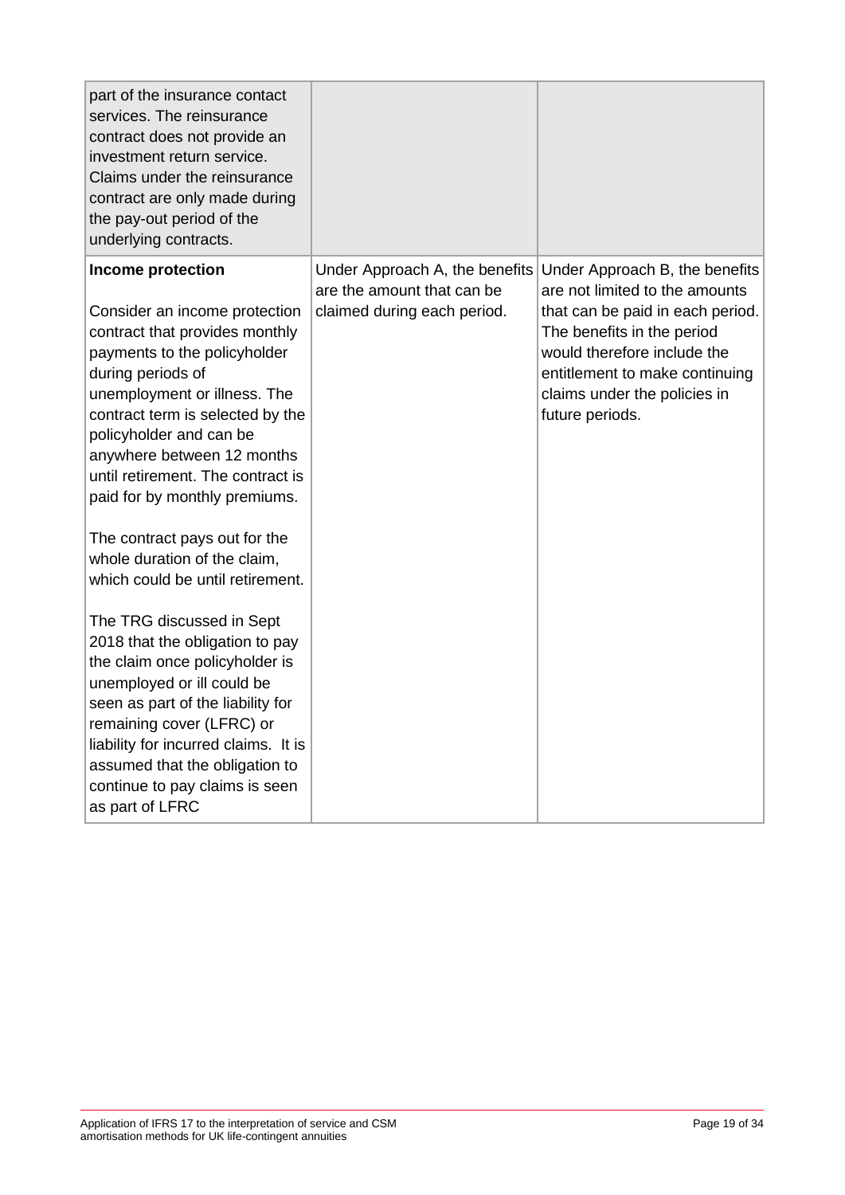| | | |
|---|---|---|
| part of the insurance contact services. The reinsurance contract does not provide an investment return service. Claims under the reinsurance contract are only made during the pay-out period of the underlying contracts. | | |
| **Income protection**<br><br>Consider an income protection contract that provides monthly payments to the policyholder during periods of unemployment or illness. The contract term is selected by the policyholder and can be anywhere between 12 months until retirement. The contract is paid for by monthly premiums.<br><br>The contract pays out for the whole duration of the claim, which could be until retirement.<br><br>The TRG discussed in Sept 2018 that the obligation to pay the claim once policyholder is unemployed or ill could be seen as part of the liability for remaining cover (LFRC) or liability for incurred claims. It is assumed that the obligation to continue to pay claims is seen as part of LFRC | Under Approach A, the benefits are the amount that can be claimed during each period. | Under Approach B, the benefits are not limited to the amounts that can be paid in each period. The benefits in the period would therefore include the entitlement to make continuing claims under the policies in future periods. |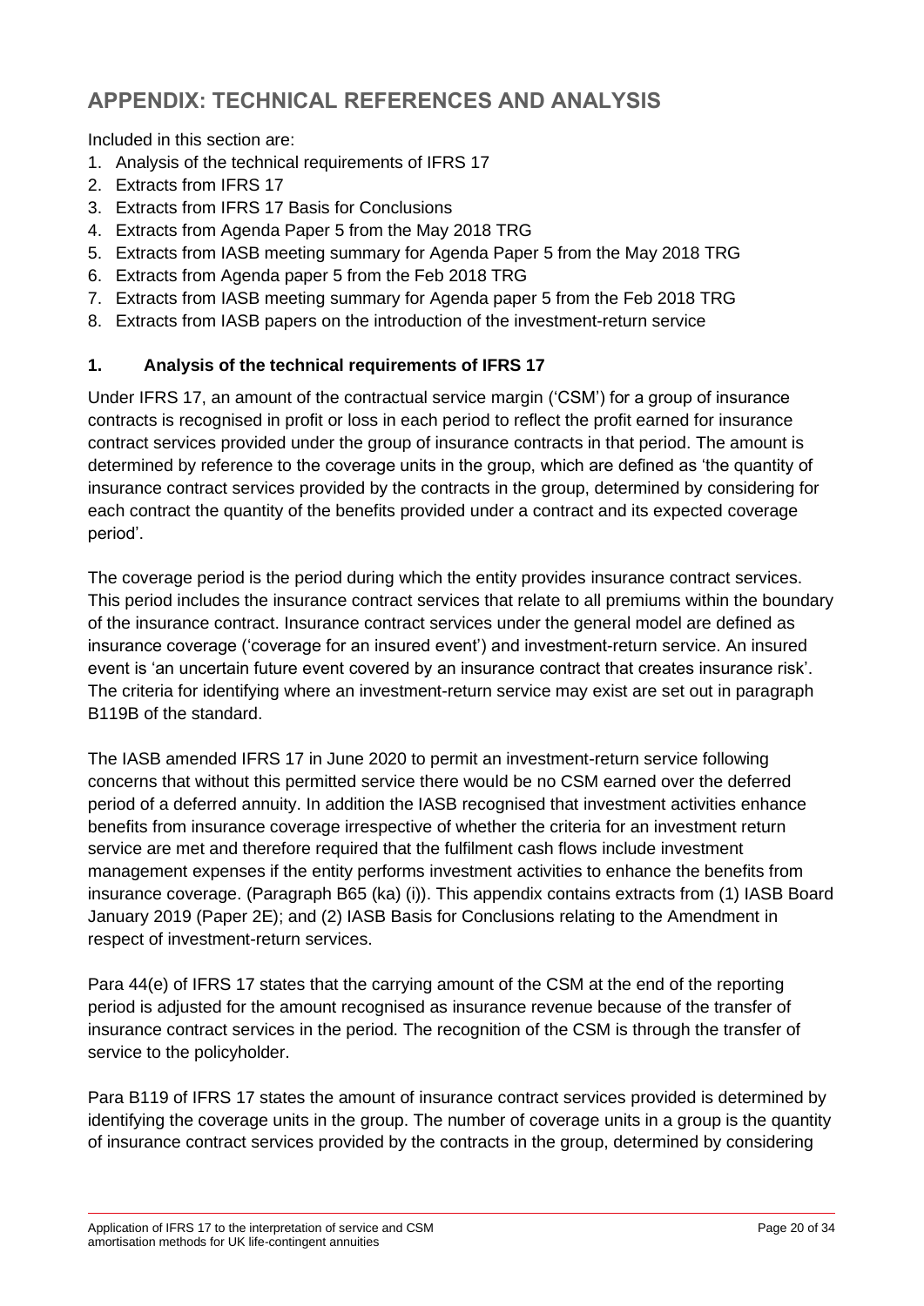# APPENDIX: TECHNICAL REFERENCES AND ANALYSIS

Included in this section are:

1. Analysis of the technical requirements of IFRS 17
2. Extracts from IFRS 17
3. Extracts from IFRS 17 Basis for Conclusions
4. Extracts from Agenda Paper 5 from the May 2018 TRG
5. Extracts from IASB meeting summary for Agenda Paper 5 from the May 2018 TRG
6. Extracts from Agenda paper 5 from the Feb 2018 TRG
7. Extracts from IASB meeting summary for Agenda paper 5 from the Feb 2018 TRG
8. Extracts from IASB papers on the introduction of the investment-return service

## 1. Analysis of the technical requirements of IFRS 17

Under IFRS 17, an amount of the contractual service margin ('CSM') for a group of insurance contracts is recognised in profit or loss in each period to reflect the profit earned for insurance contract services provided under the group of insurance contracts in that period. The amount is determined by reference to the coverage units in the group, which are defined as 'the quantity of insurance contract services provided by the contracts in the group, determined by considering for each contract the quantity of the benefits provided under a contract and its expected coverage period'.

The coverage period is the period during which the entity provides insurance contract services. This period includes the insurance contract services that relate to all premiums within the boundary of the insurance contract. Insurance contract services under the general model are defined as insurance coverage ('coverage for an insured event') and investment-return service. An insured event is 'an uncertain future event covered by an insurance contract that creates insurance risk'. The criteria for identifying where an investment-return service may exist are set out in paragraph B119B of the standard.

The IASB amended IFRS 17 in June 2020 to permit an investment-return service following concerns that without this permitted service there would be no CSM earned over the deferred period of a deferred annuity. In addition the IASB recognised that investment activities enhance benefits from insurance coverage irrespective of whether the criteria for an investment return service are met and therefore required that the fulfilment cash flows include investment management expenses if the entity performs investment activities to enhance the benefits from insurance coverage. (Paragraph B65 (ka) (i)). This appendix contains extracts from (1) IASB Board January 2019 (Paper 2E); and (2) IASB Basis for Conclusions relating to the Amendment in respect of investment-return services.

Para 44(e) of IFRS 17 states that the carrying amount of the CSM at the end of the reporting period is adjusted for the amount recognised as insurance revenue because of the transfer of insurance contract services in the period. The recognition of the CSM is through the transfer of service to the policyholder.

Para B119 of IFRS 17 states the amount of insurance contract services provided is determined by identifying the coverage units in the group. The number of coverage units in a group is the quantity of insurance contract services provided by the contracts in the group, determined by considering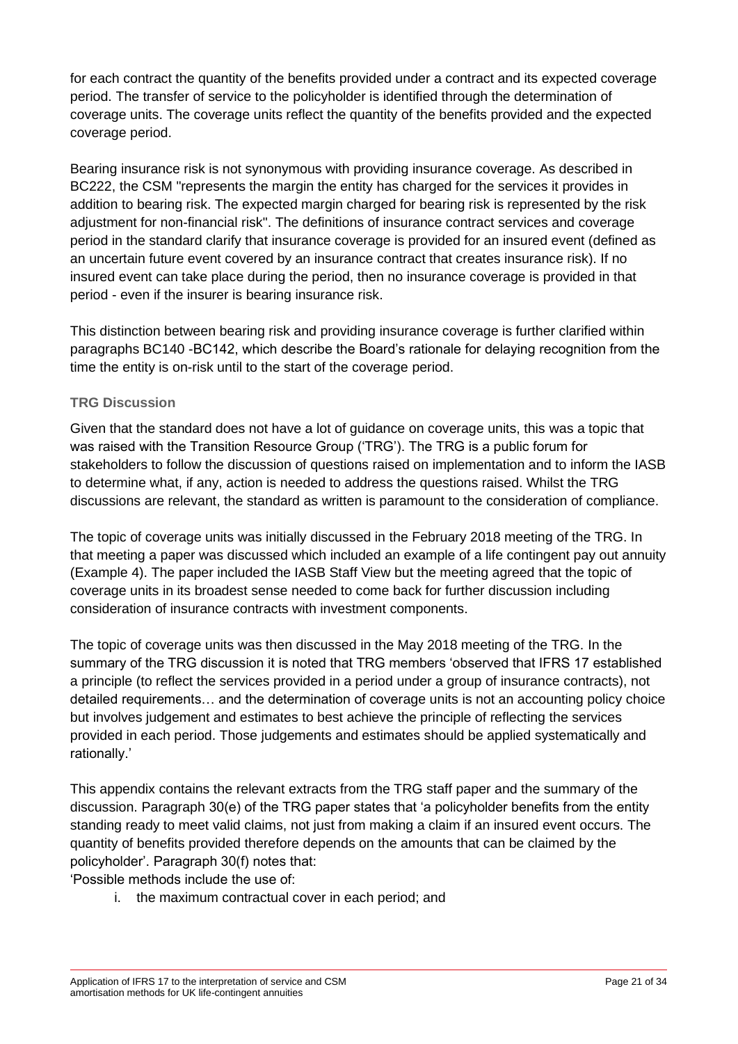for each contract the quantity of the benefits provided under a contract and its expected coverage period. The transfer of service to the policyholder is identified through the determination of coverage units. The coverage units reflect the quantity of the benefits provided and the expected coverage period.

Bearing insurance risk is not synonymous with providing insurance coverage. As described in BC222, the CSM "represents the margin the entity has charged for the services it provides in addition to bearing risk. The expected margin charged for bearing risk is represented by the risk adjustment for non-financial risk". The definitions of insurance contract services and coverage period in the standard clarify that insurance coverage is provided for an insured event (defined as an uncertain future event covered by an insurance contract that creates insurance risk). If no insured event can take place during the period, then no insurance coverage is provided in that period - even if the insurer is bearing insurance risk.

This distinction between bearing risk and providing insurance coverage is further clarified within paragraphs BC140 -BC142, which describe the Board's rationale for delaying recognition from the time the entity is on-risk until to the start of the coverage period.

### TRG Discussion

Given that the standard does not have a lot of guidance on coverage units, this was a topic that was raised with the Transition Resource Group ('TRG'). The TRG is a public forum for stakeholders to follow the discussion of questions raised on implementation and to inform the IASB to determine what, if any, action is needed to address the questions raised. Whilst the TRG discussions are relevant, the standard as written is paramount to the consideration of compliance.

The topic of coverage units was initially discussed in the February 2018 meeting of the TRG. In that meeting a paper was discussed which included an example of a life contingent pay out annuity (Example 4). The paper included the IASB Staff View but the meeting agreed that the topic of coverage units in its broadest sense needed to come back for further discussion including consideration of insurance contracts with investment components.

The topic of coverage units was then discussed in the May 2018 meeting of the TRG. In the summary of the TRG discussion it is noted that TRG members 'observed that IFRS 17 established a principle (to reflect the services provided in a period under a group of insurance contracts), not detailed requirements… and the determination of coverage units is not an accounting policy choice but involves judgement and estimates to best achieve the principle of reflecting the services provided in each period. Those judgements and estimates should be applied systematically and rationally.'

This appendix contains the relevant extracts from the TRG staff paper and the summary of the discussion. Paragraph 30(e) of the TRG paper states that 'a policyholder benefits from the entity standing ready to meet valid claims, not just from making a claim if an insured event occurs. The quantity of benefits provided therefore depends on the amounts that can be claimed by the policyholder'. Paragraph 30(f) notes that:

'Possible methods include the use of:

i. the maximum contractual cover in each period; and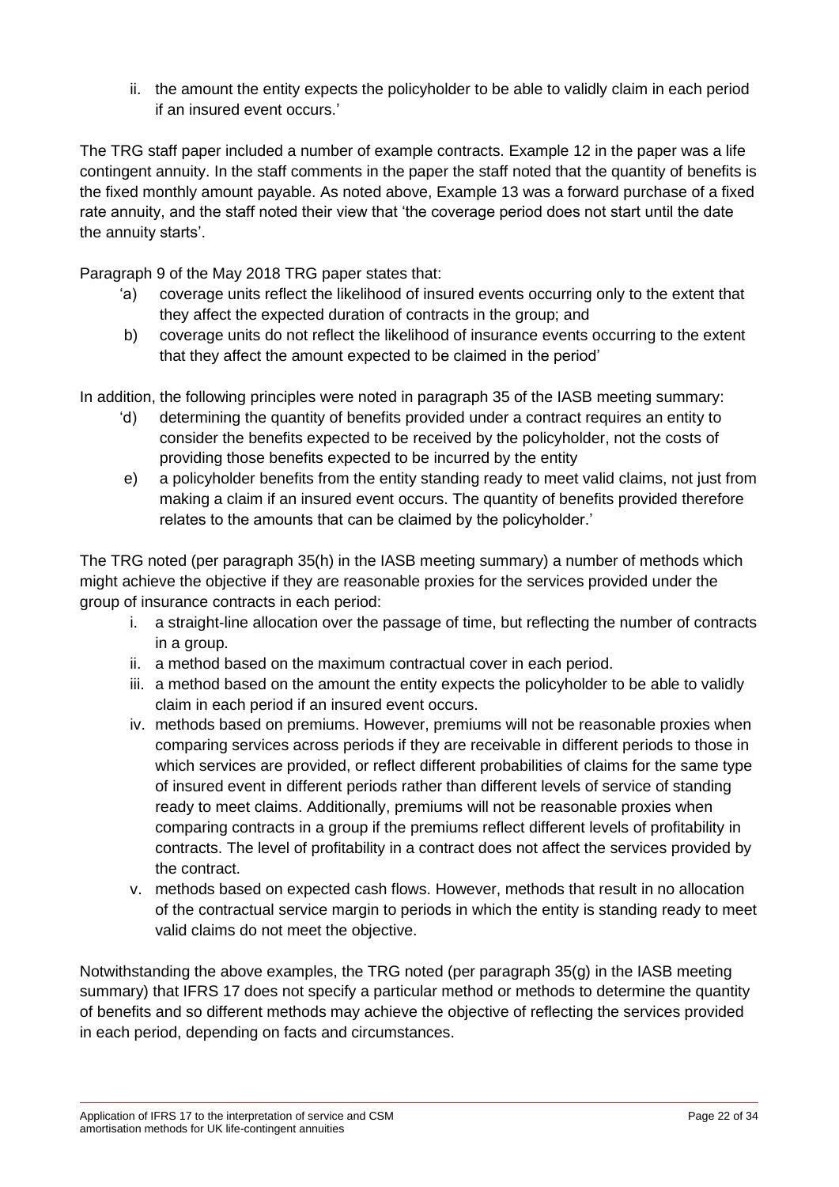ii. the amount the entity expects the policyholder to be able to validly claim in each period if an insured event occurs.'

The TRG staff paper included a number of example contracts. Example 12 in the paper was a life contingent annuity. In the staff comments in the paper the staff noted that the quantity of benefits is the fixed monthly amount payable. As noted above, Example 13 was a forward purchase of a fixed rate annuity, and the staff noted their view that 'the coverage period does not start until the date the annuity starts'.

Paragraph 9 of the May 2018 TRG paper states that:

'a) coverage units reflect the likelihood of insured events occurring only to the extent that they affect the expected duration of contracts in the group; and

b) coverage units do not reflect the likelihood of insurance events occurring to the extent that they affect the amount expected to be claimed in the period'

In addition, the following principles were noted in paragraph 35 of the IASB meeting summary:

'd) determining the quantity of benefits provided under a contract requires an entity to consider the benefits expected to be received by the policyholder, not the costs of providing those benefits expected to be incurred by the entity

e) a policyholder benefits from the entity standing ready to meet valid claims, not just from making a claim if an insured event occurs. The quantity of benefits provided therefore relates to the amounts that can be claimed by the policyholder.'

The TRG noted (per paragraph 35(h) in the IASB meeting summary) a number of methods which might achieve the objective if they are reasonable proxies for the services provided under the group of insurance contracts in each period:

i. a straight-line allocation over the passage of time, but reflecting the number of contracts in a group.

ii. a method based on the maximum contractual cover in each period.

iii. a method based on the amount the entity expects the policyholder to be able to validly claim in each period if an insured event occurs.

iv. methods based on premiums. However, premiums will not be reasonable proxies when comparing services across periods if they are receivable in different periods to those in which services are provided, or reflect different probabilities of claims for the same type of insured event in different periods rather than different levels of service of standing ready to meet claims. Additionally, premiums will not be reasonable proxies when comparing contracts in a group if the premiums reflect different levels of profitability in contracts. The level of profitability in a contract does not affect the services provided by the contract.

v. methods based on expected cash flows. However, methods that result in no allocation of the contractual service margin to periods in which the entity is standing ready to meet valid claims do not meet the objective.

Notwithstanding the above examples, the TRG noted (per paragraph 35(g) in the IASB meeting summary) that IFRS 17 does not specify a particular method or methods to determine the quantity of benefits and so different methods may achieve the objective of reflecting the services provided in each period, depending on facts and circumstances.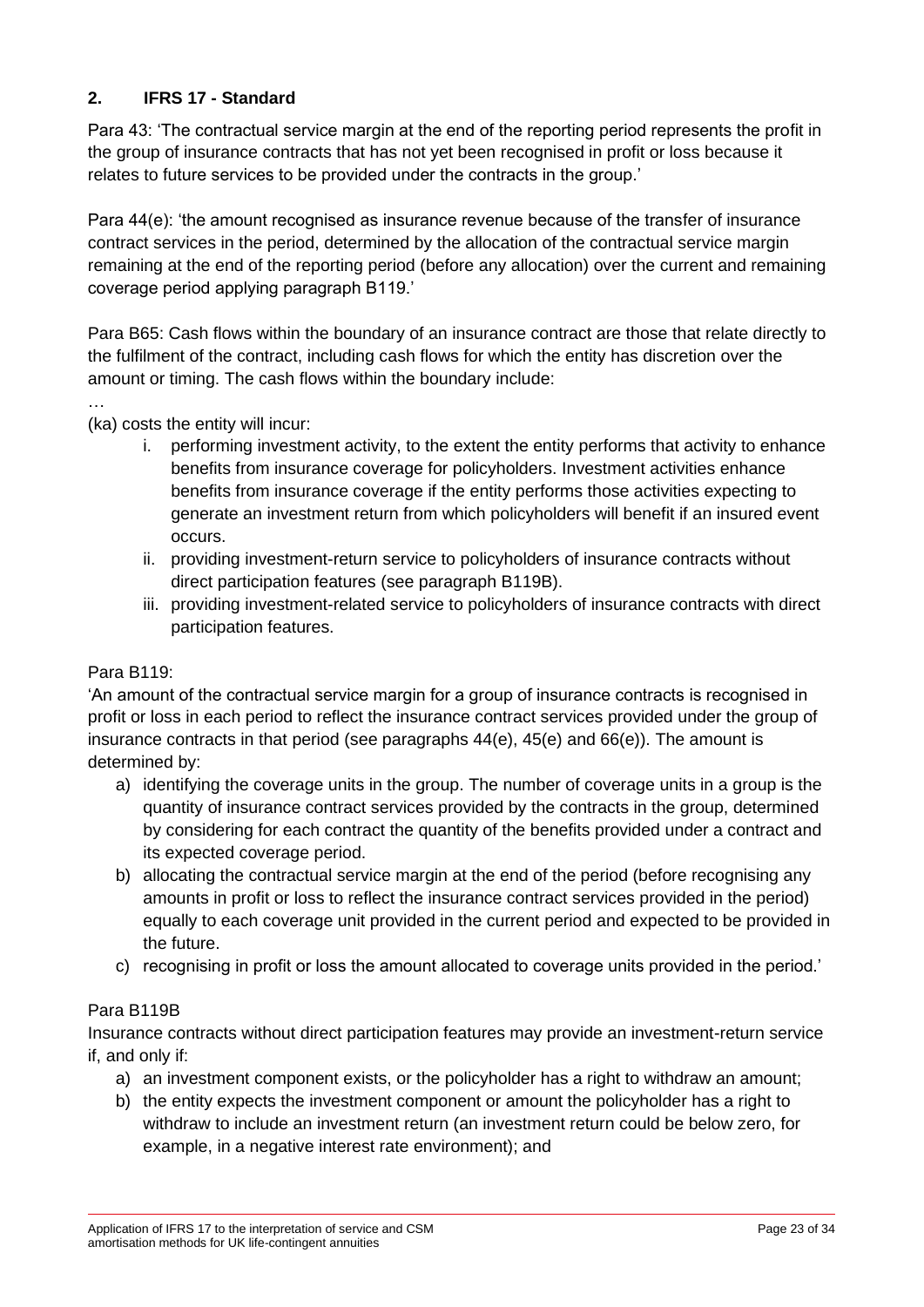## 2. IFRS 17 - Standard

Para 43: 'The contractual service margin at the end of the reporting period represents the profit in the group of insurance contracts that has not yet been recognised in profit or loss because it relates to future services to be provided under the contracts in the group.'

Para 44(e): 'the amount recognised as insurance revenue because of the transfer of insurance contract services in the period, determined by the allocation of the contractual service margin remaining at the end of the reporting period (before any allocation) over the current and remaining coverage period applying paragraph B119.'

Para B65: Cash flows within the boundary of an insurance contract are those that relate directly to the fulfilment of the contract, including cash flows for which the entity has discretion over the amount or timing. The cash flows within the boundary include:

…

(ka) costs the entity will incur:

i. performing investment activity, to the extent the entity performs that activity to enhance benefits from insurance coverage for policyholders. Investment activities enhance benefits from insurance coverage if the entity performs those activities expecting to generate an investment return from which policyholders will benefit if an insured event occurs.
ii. providing investment-return service to policyholders of insurance contracts without direct participation features (see paragraph B119B).
iii. providing investment-related service to policyholders of insurance contracts with direct participation features.

Para B119:

'An amount of the contractual service margin for a group of insurance contracts is recognised in profit or loss in each period to reflect the insurance contract services provided under the group of insurance contracts in that period (see paragraphs 44(e), 45(e) and 66(e)). The amount is determined by:

a) identifying the coverage units in the group. The number of coverage units in a group is the quantity of insurance contract services provided by the contracts in the group, determined by considering for each contract the quantity of the benefits provided under a contract and its expected coverage period.
b) allocating the contractual service margin at the end of the period (before recognising any amounts in profit or loss to reflect the insurance contract services provided in the period) equally to each coverage unit provided in the current period and expected to be provided in the future.
c) recognising in profit or loss the amount allocated to coverage units provided in the period.'

Para B119B

Insurance contracts without direct participation features may provide an investment-return service if, and only if:

a) an investment component exists, or the policyholder has a right to withdraw an amount;
b) the entity expects the investment component or amount the policyholder has a right to withdraw to include an investment return (an investment return could be below zero, for example, in a negative interest rate environment); and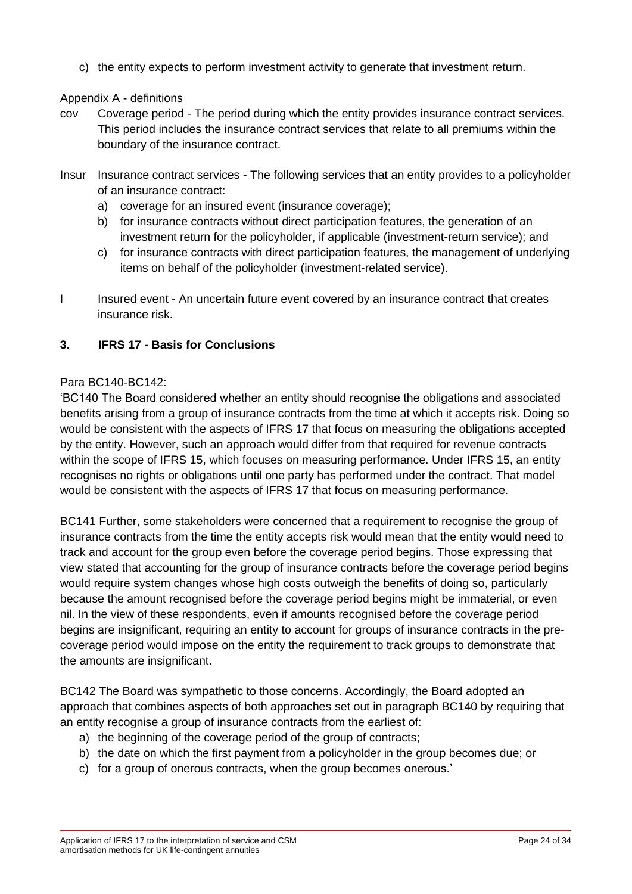c) the entity expects to perform investment activity to generate that investment return.

Appendix A - definitions

cov Coverage period - The period during which the entity provides insurance contract services. This period includes the insurance contract services that relate to all premiums within the boundary of the insurance contract.

Insur Insurance contract services - The following services that an entity provides to a policyholder of an insurance contract:

a) coverage for an insured event (insurance coverage);
b) for insurance contracts without direct participation features, the generation of an investment return for the policyholder, if applicable (investment-return service); and
c) for insurance contracts with direct participation features, the management of underlying items on behalf of the policyholder (investment-related service).

I Insured event - An uncertain future event covered by an insurance contract that creates insurance risk.

## 3. IFRS 17 - Basis for Conclusions

Para BC140-BC142:

'BC140 The Board considered whether an entity should recognise the obligations and associated benefits arising from a group of insurance contracts from the time at which it accepts risk. Doing so would be consistent with the aspects of IFRS 17 that focus on measuring the obligations accepted by the entity. However, such an approach would differ from that required for revenue contracts within the scope of IFRS 15, which focuses on measuring performance. Under IFRS 15, an entity recognises no rights or obligations until one party has performed under the contract. That model would be consistent with the aspects of IFRS 17 that focus on measuring performance.

BC141 Further, some stakeholders were concerned that a requirement to recognise the group of insurance contracts from the time the entity accepts risk would mean that the entity would need to track and account for the group even before the coverage period begins. Those expressing that view stated that accounting for the group of insurance contracts before the coverage period begins would require system changes whose high costs outweigh the benefits of doing so, particularly because the amount recognised before the coverage period begins might be immaterial, or even nil. In the view of these respondents, even if amounts recognised before the coverage period begins are insignificant, requiring an entity to account for groups of insurance contracts in the pre-coverage period would impose on the entity the requirement to track groups to demonstrate that the amounts are insignificant.

BC142 The Board was sympathetic to those concerns. Accordingly, the Board adopted an approach that combines aspects of both approaches set out in paragraph BC140 by requiring that an entity recognise a group of insurance contracts from the earliest of:

a) the beginning of the coverage period of the group of contracts;
b) the date on which the first payment from a policyholder in the group becomes due; or
c) for a group of onerous contracts, when the group becomes onerous.'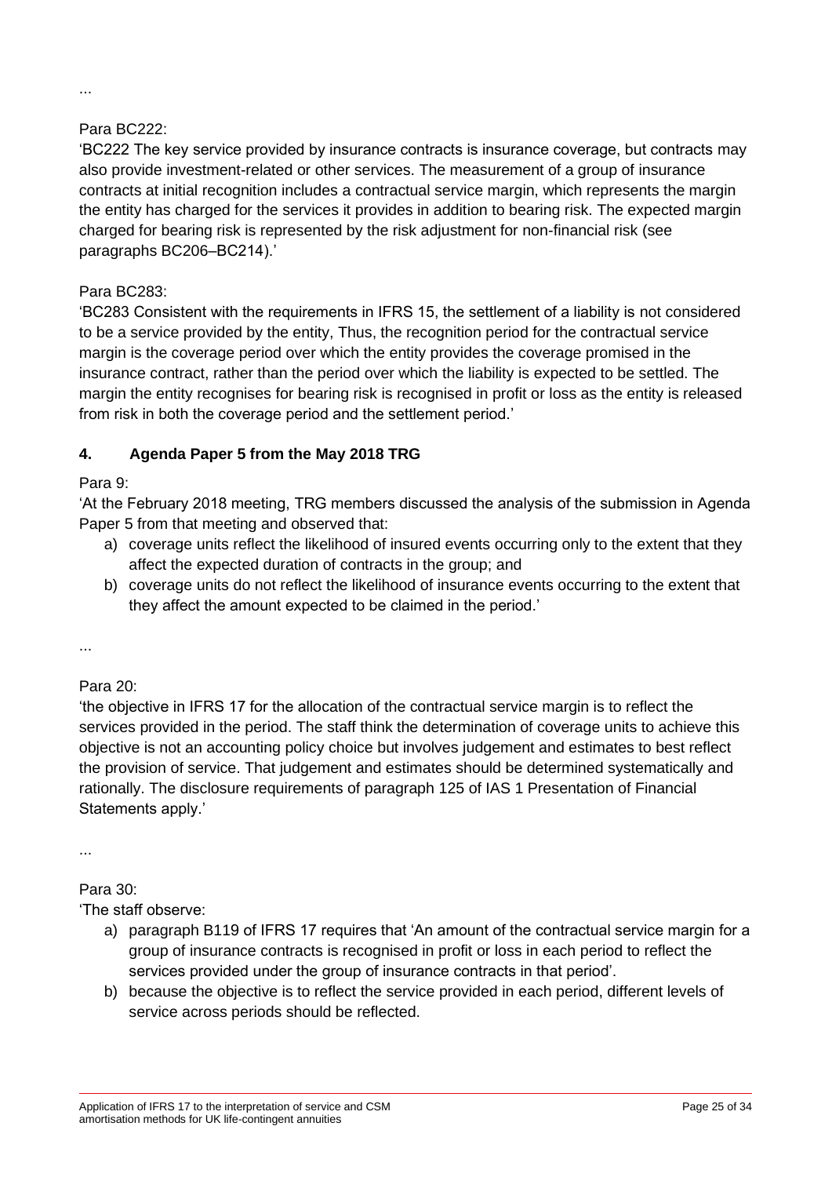...

Para BC222:

'BC222 The key service provided by insurance contracts is insurance coverage, but contracts may also provide investment-related or other services. The measurement of a group of insurance contracts at initial recognition includes a contractual service margin, which represents the margin the entity has charged for the services it provides in addition to bearing risk. The expected margin charged for bearing risk is represented by the risk adjustment for non-financial risk (see paragraphs BC206–BC214).'

Para BC283:

'BC283 Consistent with the requirements in IFRS 15, the settlement of a liability is not considered to be a service provided by the entity, Thus, the recognition period for the contractual service margin is the coverage period over which the entity provides the coverage promised in the insurance contract, rather than the period over which the liability is expected to be settled. The margin the entity recognises for bearing risk is recognised in profit or loss as the entity is released from risk in both the coverage period and the settlement period.'

## 4. Agenda Paper 5 from the May 2018 TRG

Para 9:

'At the February 2018 meeting, TRG members discussed the analysis of the submission in Agenda Paper 5 from that meeting and observed that:

a) coverage units reflect the likelihood of insured events occurring only to the extent that they affect the expected duration of contracts in the group; and
b) coverage units do not reflect the likelihood of insurance events occurring to the extent that they affect the amount expected to be claimed in the period.'

...

Para 20:

'the objective in IFRS 17 for the allocation of the contractual service margin is to reflect the services provided in the period. The staff think the determination of coverage units to achieve this objective is not an accounting policy choice but involves judgement and estimates to best reflect the provision of service. That judgement and estimates should be determined systematically and rationally. The disclosure requirements of paragraph 125 of IAS 1 Presentation of Financial Statements apply.'

...

Para 30:

'The staff observe:

a) paragraph B119 of IFRS 17 requires that 'An amount of the contractual service margin for a group of insurance contracts is recognised in profit or loss in each period to reflect the services provided under the group of insurance contracts in that period'.
b) because the objective is to reflect the service provided in each period, different levels of service across periods should be reflected.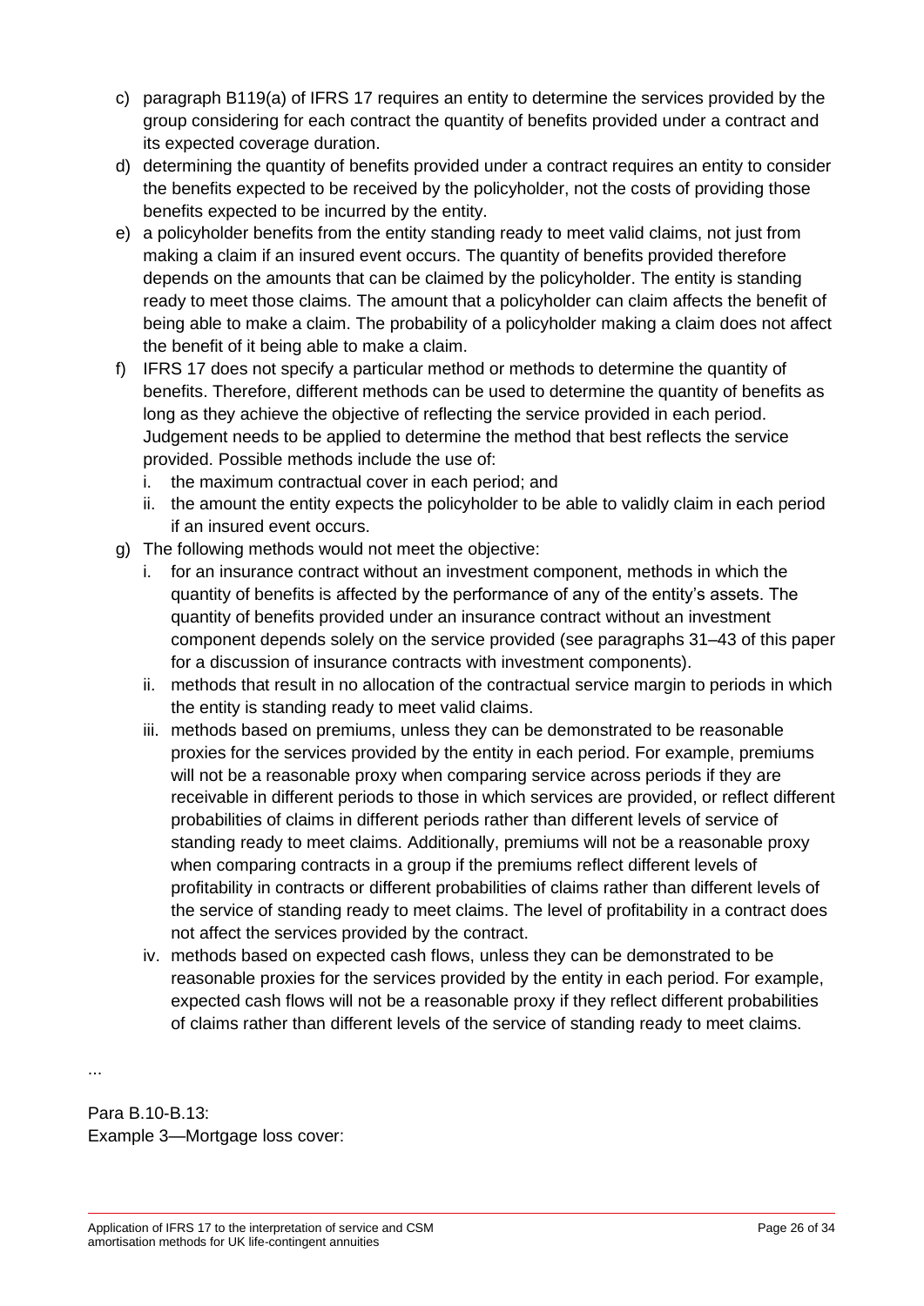c) paragraph B119(a) of IFRS 17 requires an entity to determine the services provided by the group considering for each contract the quantity of benefits provided under a contract and its expected coverage duration.

d) determining the quantity of benefits provided under a contract requires an entity to consider the benefits expected to be received by the policyholder, not the costs of providing those benefits expected to be incurred by the entity.

e) a policyholder benefits from the entity standing ready to meet valid claims, not just from making a claim if an insured event occurs. The quantity of benefits provided therefore depends on the amounts that can be claimed by the policyholder. The entity is standing ready to meet those claims. The amount that a policyholder can claim affects the benefit of being able to make a claim. The probability of a policyholder making a claim does not affect the benefit of it being able to make a claim.

f) IFRS 17 does not specify a particular method or methods to determine the quantity of benefits. Therefore, different methods can be used to determine the quantity of benefits as long as they achieve the objective of reflecting the service provided in each period. Judgement needs to be applied to determine the method that best reflects the service provided. Possible methods include the use of:
   i. the maximum contractual cover in each period; and
   ii. the amount the entity expects the policyholder to be able to validly claim in each period if an insured event occurs.

g) The following methods would not meet the objective:
   i. for an insurance contract without an investment component, methods in which the quantity of benefits is affected by the performance of any of the entity's assets. The quantity of benefits provided under an insurance contract without an investment component depends solely on the service provided (see paragraphs 31–43 of this paper for a discussion of insurance contracts with investment components).
   ii. methods that result in no allocation of the contractual service margin to periods in which the entity is standing ready to meet valid claims.
   iii. methods based on premiums, unless they can be demonstrated to be reasonable proxies for the services provided by the entity in each period. For example, premiums will not be a reasonable proxy when comparing service across periods if they are receivable in different periods to those in which services are provided, or reflect different probabilities of claims in different periods rather than different levels of service of standing ready to meet claims. Additionally, premiums will not be a reasonable proxy when comparing contracts in a group if the premiums reflect different levels of profitability in contracts or different probabilities of claims rather than different levels of the service of standing ready to meet claims. The level of profitability in a contract does not affect the services provided by the contract.
   iv. methods based on expected cash flows, unless they can be demonstrated to be reasonable proxies for the services provided by the entity in each period. For example, expected cash flows will not be a reasonable proxy if they reflect different probabilities of claims rather than different levels of the service of standing ready to meet claims.

...

Para B.10-B.13:
Example 3—Mortgage loss cover: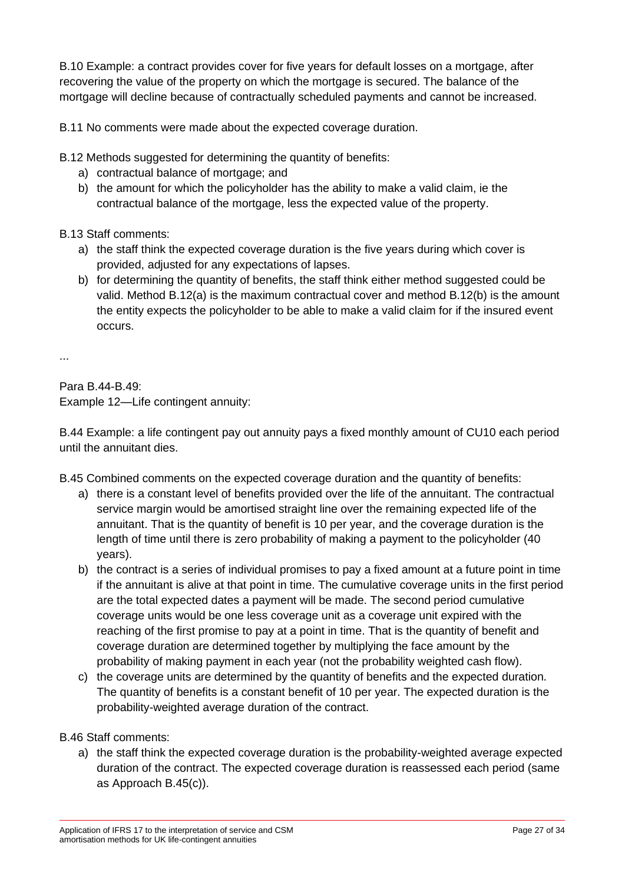B.10 Example: a contract provides cover for five years for default losses on a mortgage, after recovering the value of the property on which the mortgage is secured. The balance of the mortgage will decline because of contractually scheduled payments and cannot be increased.

B.11 No comments were made about the expected coverage duration.

B.12 Methods suggested for determining the quantity of benefits:

a) contractual balance of mortgage; and
b) the amount for which the policyholder has the ability to make a valid claim, ie the contractual balance of the mortgage, less the expected value of the property.

B.13 Staff comments:

a) the staff think the expected coverage duration is the five years during which cover is provided, adjusted for any expectations of lapses.
b) for determining the quantity of benefits, the staff think either method suggested could be valid. Method B.12(a) is the maximum contractual cover and method B.12(b) is the amount the entity expects the policyholder to be able to make a valid claim for if the insured event occurs.

...

Para B.44-B.49:
Example 12—Life contingent annuity:

B.44 Example: a life contingent pay out annuity pays a fixed monthly amount of CU10 each period until the annuitant dies.

B.45 Combined comments on the expected coverage duration and the quantity of benefits:

a) there is a constant level of benefits provided over the life of the annuitant. The contractual service margin would be amortised straight line over the remaining expected life of the annuitant. That is the quantity of benefit is 10 per year, and the coverage duration is the length of time until there is zero probability of making a payment to the policyholder (40 years).
b) the contract is a series of individual promises to pay a fixed amount at a future point in time if the annuitant is alive at that point in time. The cumulative coverage units in the first period are the total expected dates a payment will be made. The second period cumulative coverage units would be one less coverage unit as a coverage unit expired with the reaching of the first promise to pay at a point in time. That is the quantity of benefit and coverage duration are determined together by multiplying the face amount by the probability of making payment in each year (not the probability weighted cash flow).
c) the coverage units are determined by the quantity of benefits and the expected duration. The quantity of benefits is a constant benefit of 10 per year. The expected duration is the probability-weighted average duration of the contract.

B.46 Staff comments:

a) the staff think the expected coverage duration is the probability-weighted average expected duration of the contract. The expected coverage duration is reassessed each period (same as Approach B.45(c)).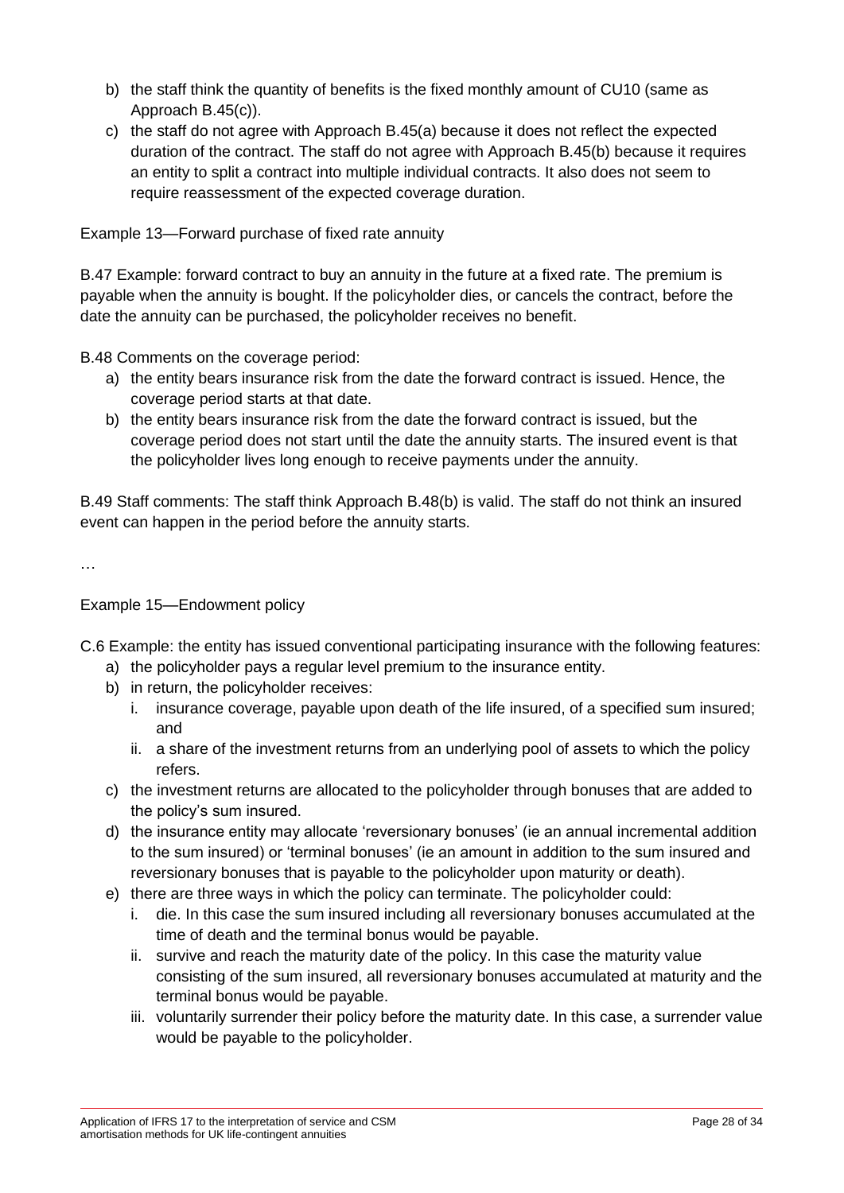b) the staff think the quantity of benefits is the fixed monthly amount of CU10 (same as Approach B.45(c)).
c) the staff do not agree with Approach B.45(a) because it does not reflect the expected duration of the contract. The staff do not agree with Approach B.45(b) because it requires an entity to split a contract into multiple individual contracts. It also does not seem to require reassessment of the expected coverage duration.

Example 13—Forward purchase of fixed rate annuity

B.47 Example: forward contract to buy an annuity in the future at a fixed rate. The premium is payable when the annuity is bought. If the policyholder dies, or cancels the contract, before the date the annuity can be purchased, the policyholder receives no benefit.

B.48 Comments on the coverage period:

a) the entity bears insurance risk from the date the forward contract is issued. Hence, the coverage period starts at that date.
b) the entity bears insurance risk from the date the forward contract is issued, but the coverage period does not start until the date the annuity starts. The insured event is that the policyholder lives long enough to receive payments under the annuity.

B.49 Staff comments: The staff think Approach B.48(b) is valid. The staff do not think an insured event can happen in the period before the annuity starts.

…

Example 15—Endowment policy

C.6 Example: the entity has issued conventional participating insurance with the following features:

a) the policyholder pays a regular level premium to the insurance entity.
b) in return, the policyholder receives:
   i. insurance coverage, payable upon death of the life insured, of a specified sum insured; and
   ii. a share of the investment returns from an underlying pool of assets to which the policy refers.
c) the investment returns are allocated to the policyholder through bonuses that are added to the policy's sum insured.
d) the insurance entity may allocate 'reversionary bonuses' (ie an annual incremental addition to the sum insured) or 'terminal bonuses' (ie an amount in addition to the sum insured and reversionary bonuses that is payable to the policyholder upon maturity or death).
e) there are three ways in which the policy can terminate. The policyholder could:
   i. die. In this case the sum insured including all reversionary bonuses accumulated at the time of death and the terminal bonus would be payable.
   ii. survive and reach the maturity date of the policy. In this case the maturity value consisting of the sum insured, all reversionary bonuses accumulated at maturity and the terminal bonus would be payable.
   iii. voluntarily surrender their policy before the maturity date. In this case, a surrender value would be payable to the policyholder.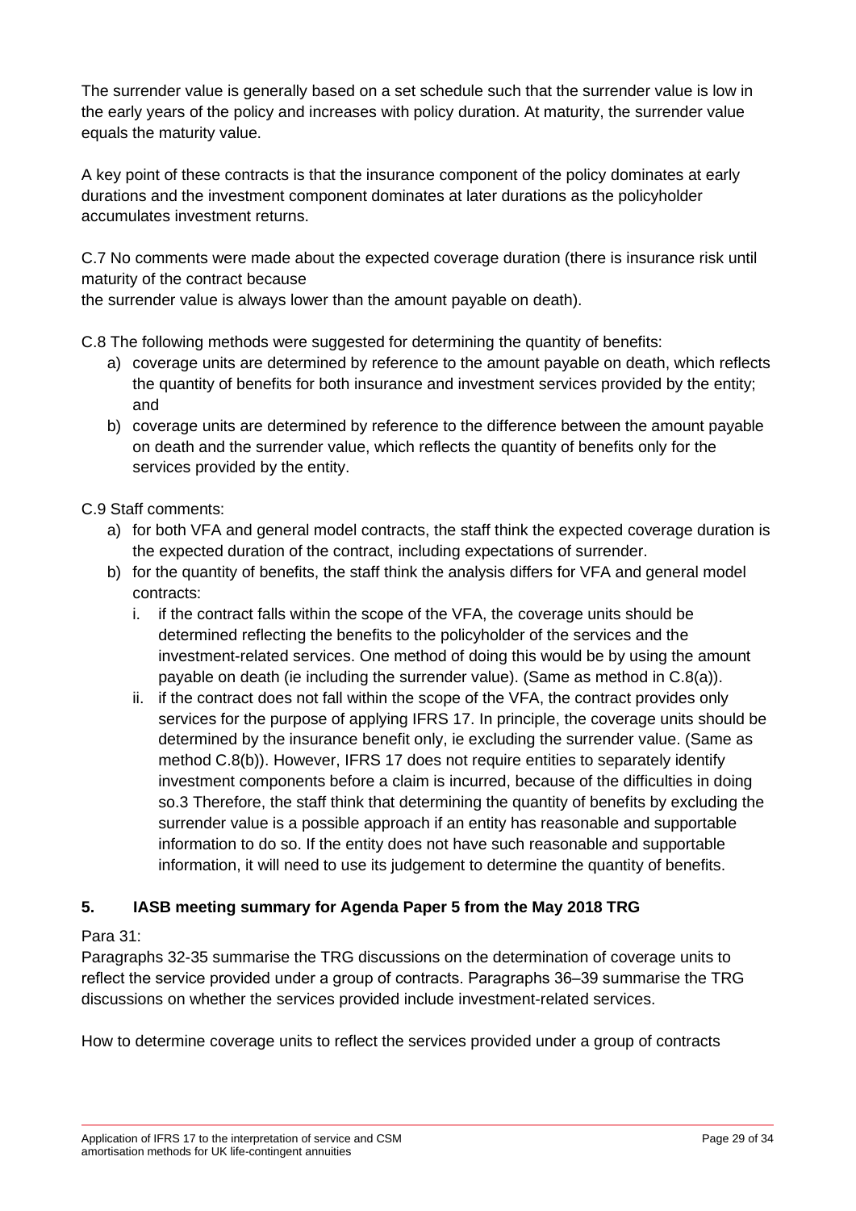The surrender value is generally based on a set schedule such that the surrender value is low in the early years of the policy and increases with policy duration. At maturity, the surrender value equals the maturity value.

A key point of these contracts is that the insurance component of the policy dominates at early durations and the investment component dominates at later durations as the policyholder accumulates investment returns.

C.7 No comments were made about the expected coverage duration (there is insurance risk until maturity of the contract because
the surrender value is always lower than the amount payable on death).

C.8 The following methods were suggested for determining the quantity of benefits:

a) coverage units are determined by reference to the amount payable on death, which reflects the quantity of benefits for both insurance and investment services provided by the entity; and
b) coverage units are determined by reference to the difference between the amount payable on death and the surrender value, which reflects the quantity of benefits only for the services provided by the entity.

C.9 Staff comments:

a) for both VFA and general model contracts, the staff think the expected coverage duration is the expected duration of the contract, including expectations of surrender.
b) for the quantity of benefits, the staff think the analysis differs for VFA and general model contracts:
   i. if the contract falls within the scope of the VFA, the coverage units should be determined reflecting the benefits to the policyholder of the services and the investment-related services. One method of doing this would be by using the amount payable on death (ie including the surrender value). (Same as method in C.8(a)).
   ii. if the contract does not fall within the scope of the VFA, the contract provides only services for the purpose of applying IFRS 17. In principle, the coverage units should be determined by the insurance benefit only, ie excluding the surrender value. (Same as method C.8(b)). However, IFRS 17 does not require entities to separately identify investment components before a claim is incurred, because of the difficulties in doing so.[3] Therefore, the staff think that determining the quantity of benefits by excluding the surrender value is a possible approach if an entity has reasonable and supportable information to do so. If the entity does not have such reasonable and supportable information, it will need to use its judgement to determine the quantity of benefits.

## 5. IASB meeting summary for Agenda Paper 5 from the May 2018 TRG

Para 31:
Paragraphs 32-35 summarise the TRG discussions on the determination of coverage units to reflect the service provided under a group of contracts. Paragraphs 36–39 summarise the TRG discussions on whether the services provided include investment-related services.

How to determine coverage units to reflect the services provided under a group of contracts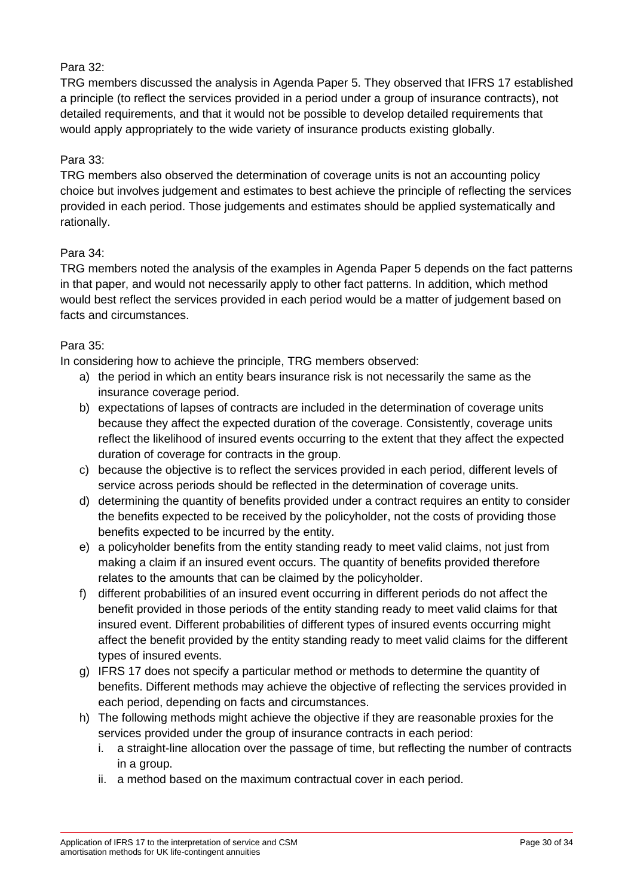Para 32:
TRG members discussed the analysis in Agenda Paper 5. They observed that IFRS 17 established a principle (to reflect the services provided in a period under a group of insurance contracts), not detailed requirements, and that it would not be possible to develop detailed requirements that would apply appropriately to the wide variety of insurance products existing globally.

Para 33:
TRG members also observed the determination of coverage units is not an accounting policy choice but involves judgement and estimates to best achieve the principle of reflecting the services provided in each period. Those judgements and estimates should be applied systematically and rationally.

Para 34:
TRG members noted the analysis of the examples in Agenda Paper 5 depends on the fact patterns in that paper, and would not necessarily apply to other fact patterns. In addition, which method would best reflect the services provided in each period would be a matter of judgement based on facts and circumstances.

Para 35:
In considering how to achieve the principle, TRG members observed:

a) the period in which an entity bears insurance risk is not necessarily the same as the insurance coverage period.
b) expectations of lapses of contracts are included in the determination of coverage units because they affect the expected duration of the coverage. Consistently, coverage units reflect the likelihood of insured events occurring to the extent that they affect the expected duration of coverage for contracts in the group.
c) because the objective is to reflect the services provided in each period, different levels of service across periods should be reflected in the determination of coverage units.
d) determining the quantity of benefits provided under a contract requires an entity to consider the benefits expected to be received by the policyholder, not the costs of providing those benefits expected to be incurred by the entity.
e) a policyholder benefits from the entity standing ready to meet valid claims, not just from making a claim if an insured event occurs. The quantity of benefits provided therefore relates to the amounts that can be claimed by the policyholder.
f) different probabilities of an insured event occurring in different periods do not affect the benefit provided in those periods of the entity standing ready to meet valid claims for that insured event. Different probabilities of different types of insured events occurring might affect the benefit provided by the entity standing ready to meet valid claims for the different types of insured events.
g) IFRS 17 does not specify a particular method or methods to determine the quantity of benefits. Different methods may achieve the objective of reflecting the services provided in each period, depending on facts and circumstances.
h) The following methods might achieve the objective if they are reasonable proxies for the services provided under the group of insurance contracts in each period:
    i. a straight-line allocation over the passage of time, but reflecting the number of contracts in a group.
    ii. a method based on the maximum contractual cover in each period.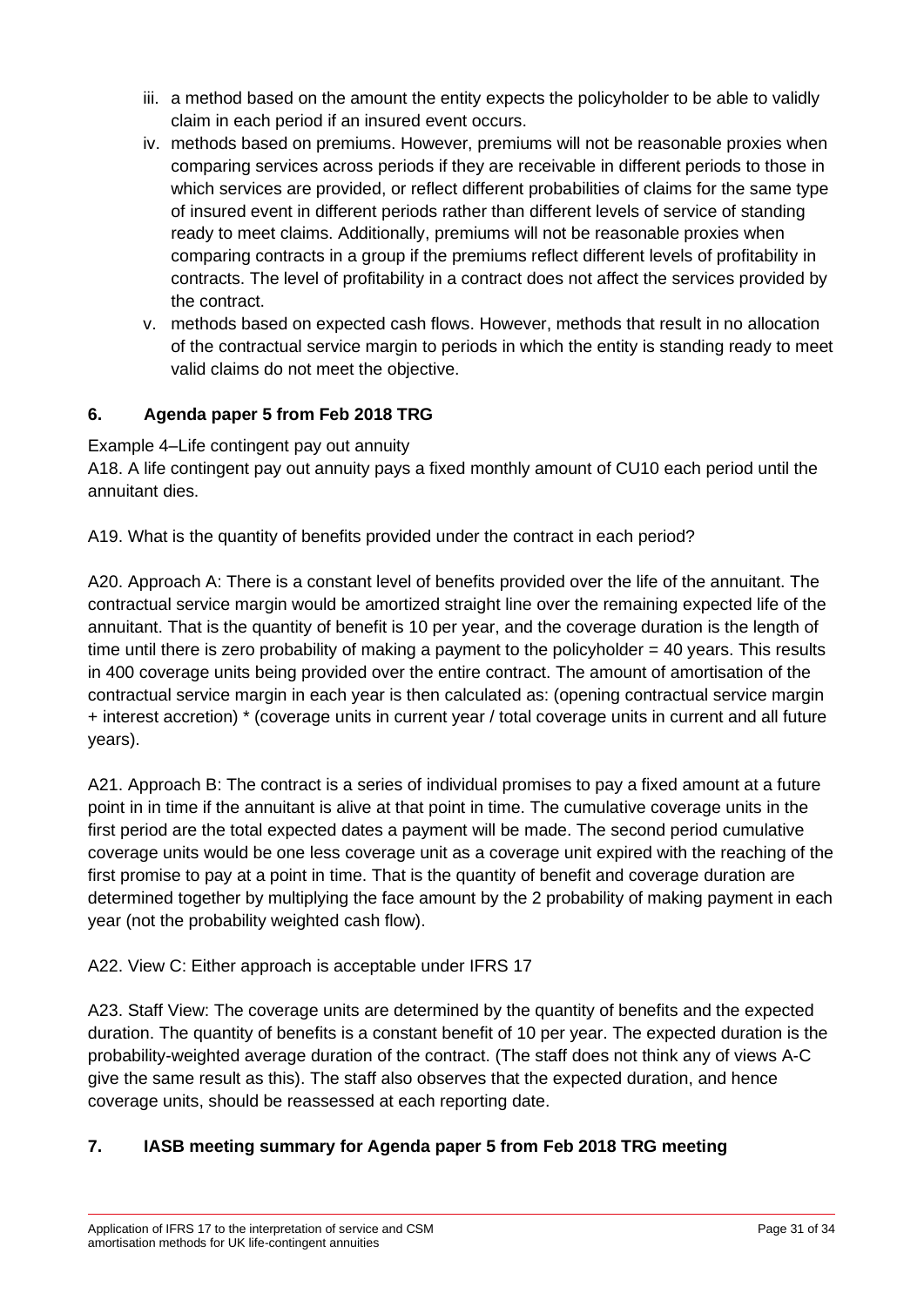iii. a method based on the amount the entity expects the policyholder to be able to validly claim in each period if an insured event occurs.
iv. methods based on premiums. However, premiums will not be reasonable proxies when comparing services across periods if they are receivable in different periods to those in which services are provided, or reflect different probabilities of claims for the same type of insured event in different periods rather than different levels of service of standing ready to meet claims. Additionally, premiums will not be reasonable proxies when comparing contracts in a group if the premiums reflect different levels of profitability in contracts. The level of profitability in a contract does not affect the services provided by the contract.
v. methods based on expected cash flows. However, methods that result in no allocation of the contractual service margin to periods in which the entity is standing ready to meet valid claims do not meet the objective.

## 6. Agenda paper 5 from Feb 2018 TRG

Example 4–Life contingent pay out annuity

A18. A life contingent pay out annuity pays a fixed monthly amount of CU10 each period until the annuitant dies.

A19. What is the quantity of benefits provided under the contract in each period?

A20. Approach A: There is a constant level of benefits provided over the life of the annuitant. The contractual service margin would be amortized straight line over the remaining expected life of the annuitant. That is the quantity of benefit is 10 per year, and the coverage duration is the length of time until there is zero probability of making a payment to the policyholder = 40 years. This results in 400 coverage units being provided over the entire contract. The amount of amortisation of the contractual service margin in each year is then calculated as: (opening contractual service margin + interest accretion) * (coverage units in current year / total coverage units in current and all future years).

A21. Approach B: The contract is a series of individual promises to pay a fixed amount at a future point in in time if the annuitant is alive at that point in time. The cumulative coverage units in the first period are the total expected dates a payment will be made. The second period cumulative coverage units would be one less coverage unit as a coverage unit expired with the reaching of the first promise to pay at a point in time. That is the quantity of benefit and coverage duration are determined together by multiplying the face amount by the 2 probability of making payment in each year (not the probability weighted cash flow).

A22. View C: Either approach is acceptable under IFRS 17

A23. Staff View: The coverage units are determined by the quantity of benefits and the expected duration. The quantity of benefits is a constant benefit of 10 per year. The expected duration is the probability-weighted average duration of the contract. (The staff does not think any of views A-C give the same result as this). The staff also observes that the expected duration, and hence coverage units, should be reassessed at each reporting date.

## 7. IASB meeting summary for Agenda paper 5 from Feb 2018 TRG meeting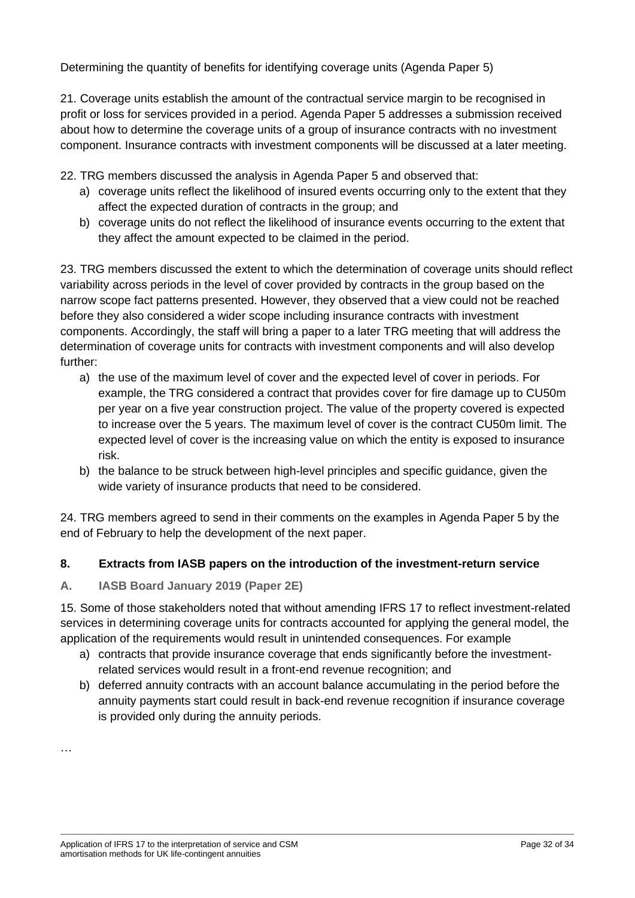Determining the quantity of benefits for identifying coverage units (Agenda Paper 5)

21. Coverage units establish the amount of the contractual service margin to be recognised in profit or loss for services provided in a period. Agenda Paper 5 addresses a submission received about how to determine the coverage units of a group of insurance contracts with no investment component. Insurance contracts with investment components will be discussed at a later meeting.

22. TRG members discussed the analysis in Agenda Paper 5 and observed that:

a) coverage units reflect the likelihood of insured events occurring only to the extent that they affect the expected duration of contracts in the group; and
b) coverage units do not reflect the likelihood of insurance events occurring to the extent that they affect the amount expected to be claimed in the period.

23. TRG members discussed the extent to which the determination of coverage units should reflect variability across periods in the level of cover provided by contracts in the group based on the narrow scope fact patterns presented. However, they observed that a view could not be reached before they also considered a wider scope including insurance contracts with investment components. Accordingly, the staff will bring a paper to a later TRG meeting that will address the determination of coverage units for contracts with investment components and will also develop further:

a) the use of the maximum level of cover and the expected level of cover in periods. For example, the TRG considered a contract that provides cover for fire damage up to CU50m per year on a five year construction project. The value of the property covered is expected to increase over the 5 years. The maximum level of cover is the contract CU50m limit. The expected level of cover is the increasing value on which the entity is exposed to insurance risk.
b) the balance to be struck between high-level principles and specific guidance, given the wide variety of insurance products that need to be considered.

24. TRG members agreed to send in their comments on the examples in Agenda Paper 5 by the end of February to help the development of the next paper.

## 8. Extracts from IASB papers on the introduction of the investment-return service

### A. IASB Board January 2019 (Paper 2E)

15. Some of those stakeholders noted that without amending IFRS 17 to reflect investment-related services in determining coverage units for contracts accounted for applying the general model, the application of the requirements would result in unintended consequences. For example

a) contracts that provide insurance coverage that ends significantly before the investment-related services would result in a front-end revenue recognition; and
b) deferred annuity contracts with an account balance accumulating in the period before the annuity payments start could result in back-end revenue recognition if insurance coverage is provided only during the annuity periods.

…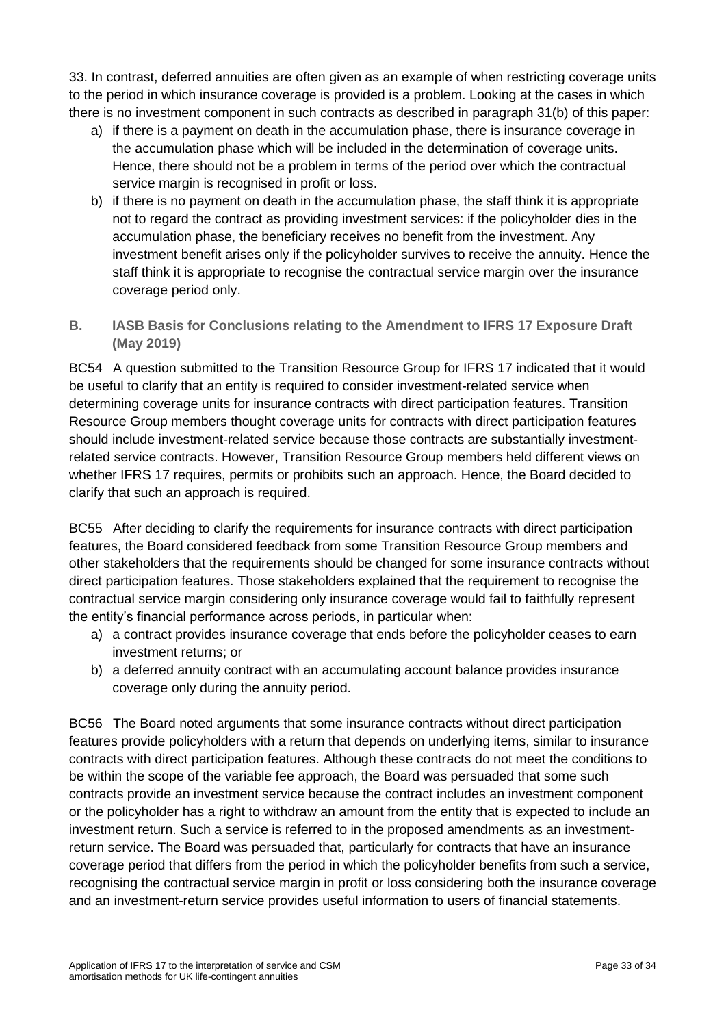33. In contrast, deferred annuities are often given as an example of when restricting coverage units to the period in which insurance coverage is provided is a problem. Looking at the cases in which there is no investment component in such contracts as described in paragraph 31(b) of this paper:

a) if there is a payment on death in the accumulation phase, there is insurance coverage in the accumulation phase which will be included in the determination of coverage units. Hence, there should not be a problem in terms of the period over which the contractual service margin is recognised in profit or loss.
b) if there is no payment on death in the accumulation phase, the staff think it is appropriate not to regard the contract as providing investment services: if the policyholder dies in the accumulation phase, the beneficiary receives no benefit from the investment. Any investment benefit arises only if the policyholder survives to receive the annuity. Hence the staff think it is appropriate to recognise the contractual service margin over the insurance coverage period only.

## B. IASB Basis for Conclusions relating to the Amendment to IFRS 17 Exposure Draft (May 2019)

BC54 A question submitted to the Transition Resource Group for IFRS 17 indicated that it would be useful to clarify that an entity is required to consider investment-related service when determining coverage units for insurance contracts with direct participation features. Transition Resource Group members thought coverage units for contracts with direct participation features should include investment-related service because those contracts are substantially investment-related service contracts. However, Transition Resource Group members held different views on whether IFRS 17 requires, permits or prohibits such an approach. Hence, the Board decided to clarify that such an approach is required.

BC55 After deciding to clarify the requirements for insurance contracts with direct participation features, the Board considered feedback from some Transition Resource Group members and other stakeholders that the requirements should be changed for some insurance contracts without direct participation features. Those stakeholders explained that the requirement to recognise the contractual service margin considering only insurance coverage would fail to faithfully represent the entity's financial performance across periods, in particular when:

a) a contract provides insurance coverage that ends before the policyholder ceases to earn investment returns; or
b) a deferred annuity contract with an accumulating account balance provides insurance coverage only during the annuity period.

BC56 The Board noted arguments that some insurance contracts without direct participation features provide policyholders with a return that depends on underlying items, similar to insurance contracts with direct participation features. Although these contracts do not meet the conditions to be within the scope of the variable fee approach, the Board was persuaded that some such contracts provide an investment service because the contract includes an investment component or the policyholder has a right to withdraw an amount from the entity that is expected to include an investment return. Such a service is referred to in the proposed amendments as an investment-return service. The Board was persuaded that, particularly for contracts that have an insurance coverage period that differs from the period in which the policyholder benefits from such a service, recognising the contractual service margin in profit or loss considering both the insurance coverage and an investment-return service provides useful information to users of financial statements.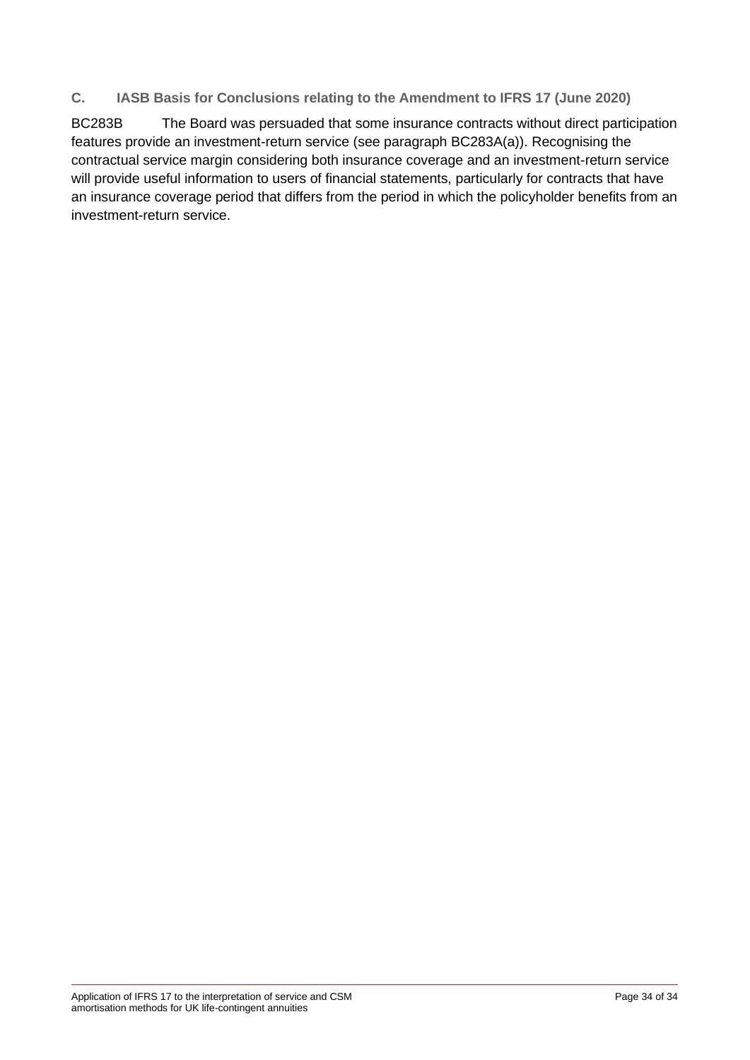### C. IASB Basis for Conclusions relating to the Amendment to IFRS 17 (June 2020)

BC283B The Board was persuaded that some insurance contracts without direct participation features provide an investment-return service (see paragraph BC283A(a)). Recognising the contractual service margin considering both insurance coverage and an investment-return service will provide useful information to users of financial statements, particularly for contracts that have an insurance coverage period that differs from the period in which the policyholder benefits from an investment-return service.